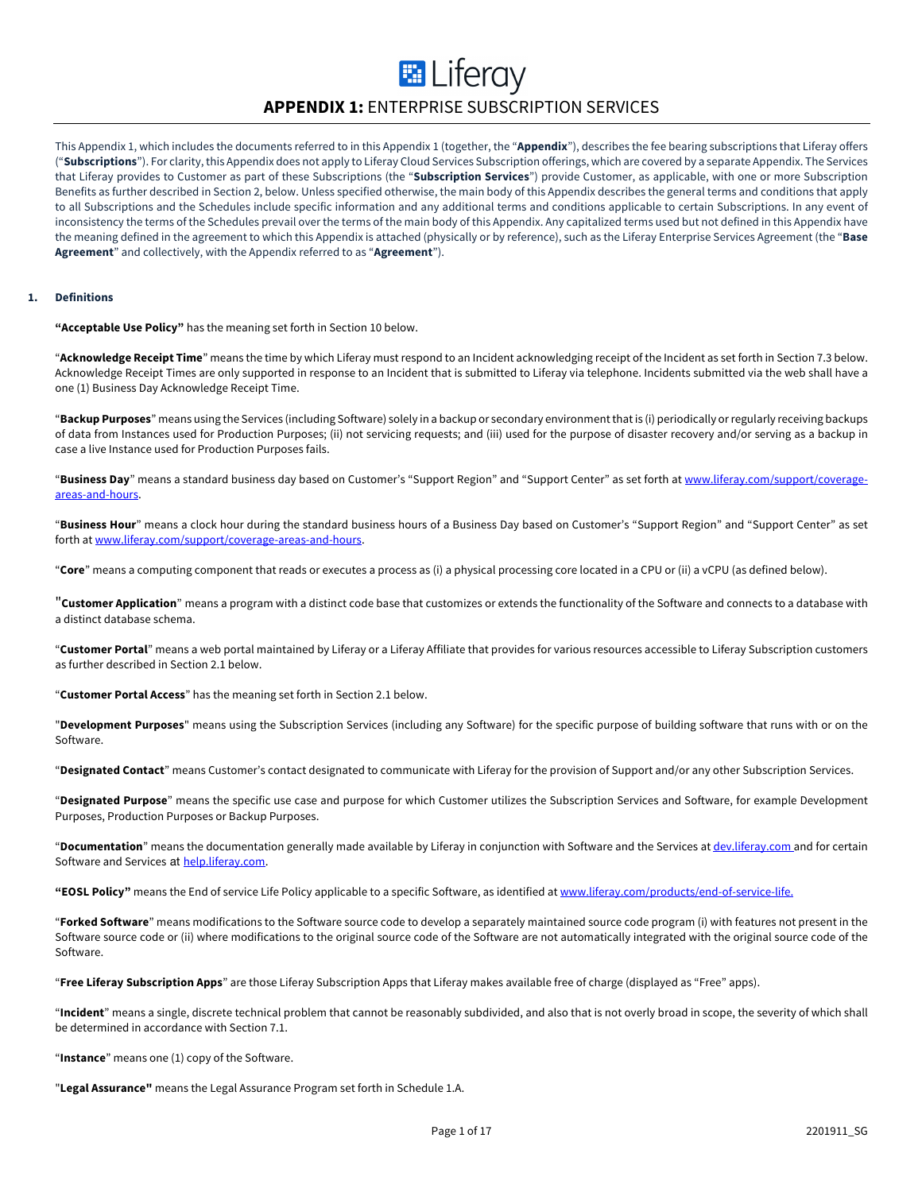# APPENDIX 1: ENTERPRISE SUBSCRIPTION SERVICES

This Appendix 1, which includes the documents referred to in this Appendix 1 (together, the "**Appendix**"), describes the fee bearing subscriptions that Liferay offers ("**Subscriptions**"). For clarity, this Appendix does not apply to Liferay Cloud Services Subscription offerings, which are covered by a separate Appendix. The Services that Liferay provides to Customer as part of these Subscriptions (the "**Subscription Services**") provide Customer, as applicable, with one or more Subscription Benefits as further described in Section 2, below. Unless specified otherwise, the main body of this Appendix describes the general terms and conditions that apply to all Subscriptions and the Schedules include specific information and any additional terms and conditions applicable to certain Subscriptions. In any event of inconsistency the terms of the Schedules prevail over the terms of the main body of this Appendix. Any capitalized terms used but not defined in this Appendix have the meaning defined in the agreement to which this Appendix is attached (physically or by reference), such as the Liferay Enterprise Services Agreement (the "**Base Agreement**" and collectively, with the Appendix referred to as "**Agreement**").

## 1. Definitions

**"Acceptable Use Policy"** has the meaning set forth in Section 10 below.

"**Acknowledge Receipt Time**" means the time by which Liferay must respond to an Incident acknowledging receipt of the Incident as set forth in Section 7.3 below. Acknowledge Receipt Times are only supported in response to an Incident that is submitted to Liferay via telephone. Incidents submitted via the web shall have a one (1) Business Day Acknowledge Receipt Time.

"**Backup Purposes**" means using the Services (including Software) solely in a backup or secondary environment that is (i) periodically or regularly receiving backups of data from Instances used for Production Purposes; (ii) not servicing requests; and (iii) used for the purpose of disaster recovery and/or serving as a backup in case a live Instance used for Production Purposes fails.

"**Business Day**" means a standard business day based on Customer's "Support Region" and "Support Center" as set forth at [www.liferay.com/support/coverage-areas-and-hours](www.liferay.com/support/coverage-areas-and-hours).

"**Business Hour**" means a clock hour during the standard business hours of a Business Day based on Customer's "Support Region" and "Support Center" as set forth at [www.liferay.com/support/coverage-areas-and-hours](www.liferay.com/support/coverage-areas-and-hours).

"**Core**" means a computing component that reads or executes a process as (i) a physical processing core located in a CPU or (ii) a vCPU (as defined below).

"**Customer Application**" means a program with a distinct code base that customizes or extends the functionality of the Software and connects to a database with a distinct database schema.

"**Customer Portal**" means a web portal maintained by Liferay or a Liferay Affiliate that provides for various resources accessible to Liferay Subscription customers as further described in Section 2.1 below.

"**Customer Portal Access**" has the meaning set forth in Section 2.1 below.

"**Development Purposes**" means using the Subscription Services (including any Software) for the specific purpose of building software that runs with or on the Software.

"**Designated Contact**" means Customer's contact designated to communicate with Liferay for the provision of Support and/or any other Subscription Services.

"**Designated Purpose**" means the specific use case and purpose for which Customer utilizes the Subscription Services and Software, for example Development Purposes, Production Purposes or Backup Purposes.

"**Documentation**" means the documentation generally made available by Liferay in conjunction with Software and the Services at [dev.liferay.com](dev.liferay.com) and for certain Software and Services at [help.liferay.com](help.liferay.com).

**"EOSL Policy"** means the End of service Life Policy applicable to a specific Software, as identified at [www.liferay.com/products/end-of-service-life.](www.liferay.com/products/end-of-service-life)

"**Forked Software**" means modifications to the Software source code to develop a separately maintained source code program (i) with features not present in the Software source code or (ii) where modifications to the original source code of the Software are not automatically integrated with the original source code of the Software.

"**Free Liferay Subscription Apps**" are those Liferay Subscription Apps that Liferay makes available free of charge (displayed as "Free" apps).

"**Incident**" means a single, discrete technical problem that cannot be reasonably subdivided, and also that is not overly broad in scope, the severity of which shall be determined in accordance with Section 7.1.

"**Instance**" means one (1) copy of the Software.

"**Legal Assurance"** means the Legal Assurance Program set forth in Schedule 1.A.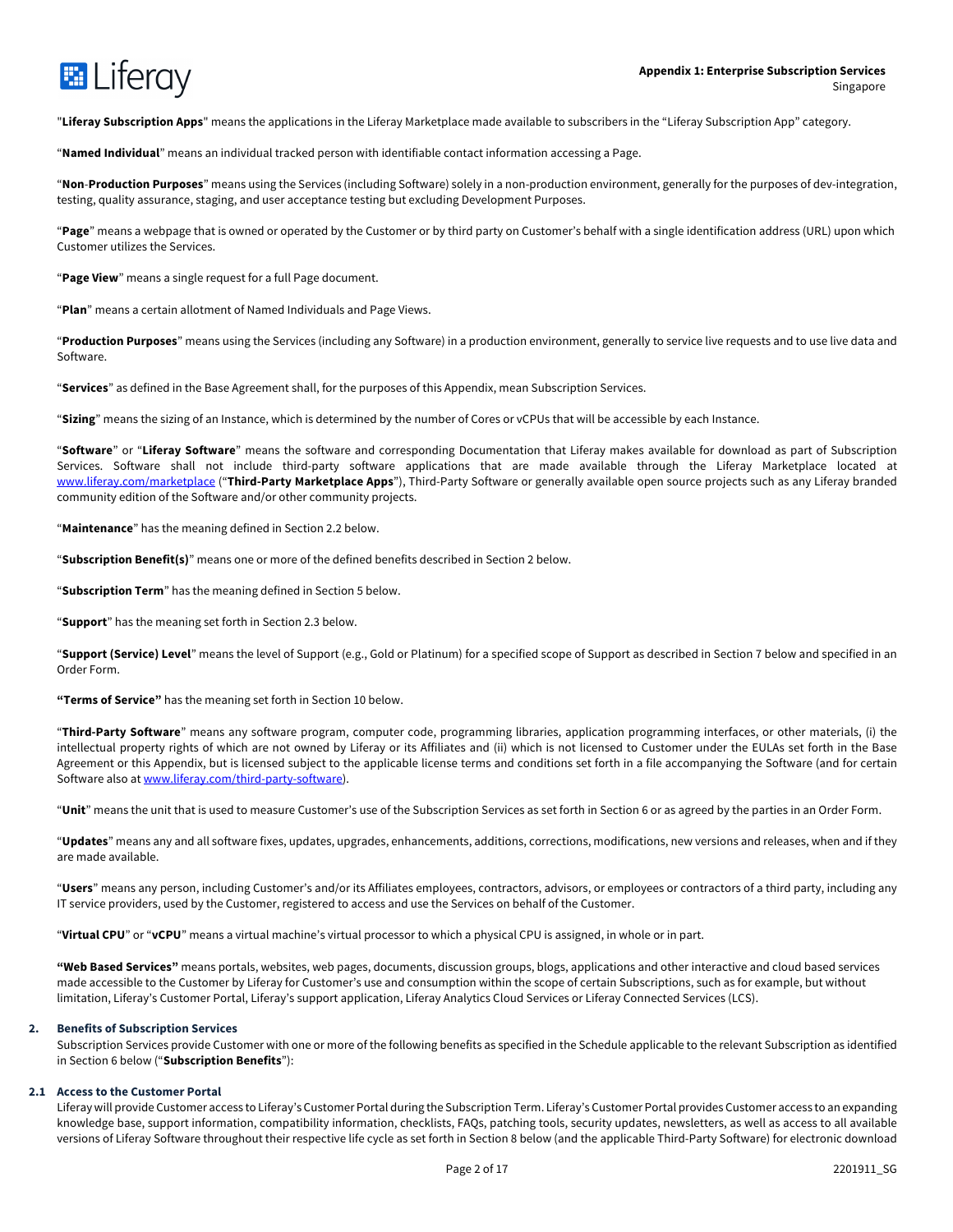"**Liferay Subscription Apps**" means the applications in the Liferay Marketplace made available to subscribers in the "Liferay Subscription App" category.

"**Named Individual**" means an individual tracked person with identifiable contact information accessing a Page.

"**Non-Production Purposes**" means using the Services (including Software) solely in a non-production environment, generally for the purposes of dev-integration, testing, quality assurance, staging, and user acceptance testing but excluding Development Purposes.

"**Page**" means a webpage that is owned or operated by the Customer or by third party on Customer's behalf with a single identification address (URL) upon which Customer utilizes the Services.

"**Page View**" means a single request for a full Page document.

"**Plan**" means a certain allotment of Named Individuals and Page Views.

"**Production Purposes**" means using the Services (including any Software) in a production environment, generally to service live requests and to use live data and Software.

"**Services**" as defined in the Base Agreement shall, for the purposes of this Appendix, mean Subscription Services.

"**Sizing**" means the sizing of an Instance, which is determined by the number of Cores or vCPUs that will be accessible by each Instance.

"**Software**" or "**Liferay Software**" means the software and corresponding Documentation that Liferay makes available for download as part of Subscription Services. Software shall not include third-party software applications that are made available through the Liferay Marketplace located at www.liferay.com/marketplace ("**Third-Party Marketplace Apps**"), Third-Party Software or generally available open source projects such as any Liferay branded community edition of the Software and/or other community projects.

"**Maintenance**" has the meaning defined in Section 2.2 below.

"**Subscription Benefit(s)**" means one or more of the defined benefits described in Section 2 below.

"**Subscription Term**" has the meaning defined in Section 5 below.

"**Support**" has the meaning set forth in Section 2.3 below.

"**Support (Service) Level**" means the level of Support (e.g., Gold or Platinum) for a specified scope of Support as described in Section 7 below and specified in an Order Form.

**"Terms of Service"** has the meaning set forth in Section 10 below.

"**Third-Party Software**" means any software program, computer code, programming libraries, application programming interfaces, or other materials, (i) the intellectual property rights of which are not owned by Liferay or its Affiliates and (ii) which is not licensed to Customer under the EULAs set forth in the Base Agreement or this Appendix, but is licensed subject to the applicable license terms and conditions set forth in a file accompanying the Software (and for certain Software also at www.liferay.com/third-party-software).

"**Unit**" means the unit that is used to measure Customer's use of the Subscription Services as set forth in Section 6 or as agreed by the parties in an Order Form.

"**Updates**" means any and all software fixes, updates, upgrades, enhancements, additions, corrections, modifications, new versions and releases, when and if they are made available.

"**Users**" means any person, including Customer's and/or its Affiliates employees, contractors, advisors, or employees or contractors of a third party, including any IT service providers, used by the Customer, registered to access and use the Services on behalf of the Customer.

"**Virtual CPU**" or "**vCPU**" means a virtual machine's virtual processor to which a physical CPU is assigned, in whole or in part.

**"Web Based Services"** means portals, websites, web pages, documents, discussion groups, blogs, applications and other interactive and cloud based services made accessible to the Customer by Liferay for Customer's use and consumption within the scope of certain Subscriptions, such as for example, but without limitation, Liferay's Customer Portal, Liferay's support application, Liferay Analytics Cloud Services or Liferay Connected Services (LCS).

## 2. Benefits of Subscription Services

Subscription Services provide Customer with one or more of the following benefits as specified in the Schedule applicable to the relevant Subscription as identified in Section 6 below ("**Subscription Benefits**"):

### 2.1 Access to the Customer Portal

Liferay will provide Customer access to Liferay's Customer Portal during the Subscription Term. Liferay's Customer Portal provides Customer access to an expanding knowledge base, support information, compatibility information, checklists, FAQs, patching tools, security updates, newsletters, as well as access to all available versions of Liferay Software throughout their respective life cycle as set forth in Section 8 below (and the applicable Third-Party Software) for electronic download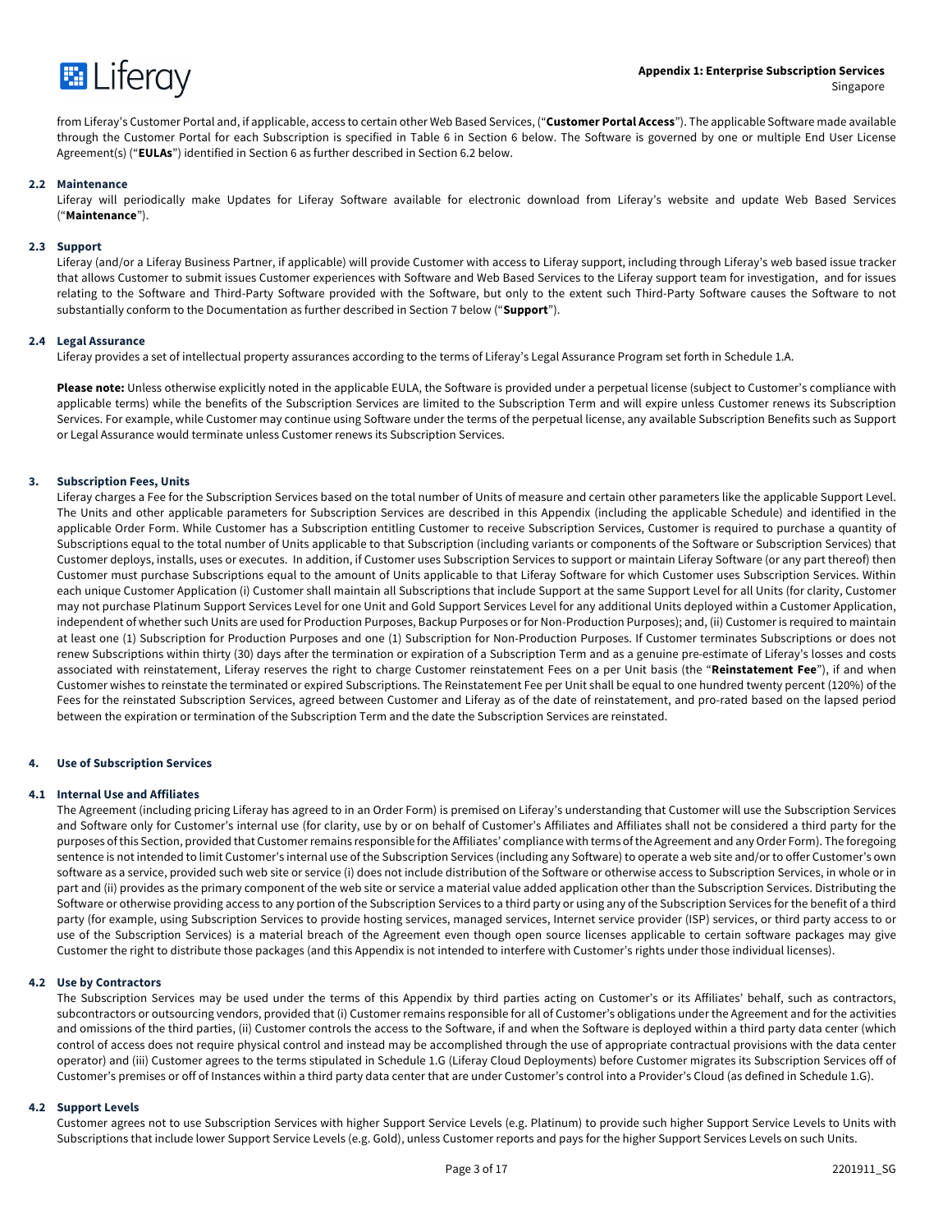from Liferay's Customer Portal and, if applicable, access to certain other Web Based Services, ("**Customer Portal Access**"). The applicable Software made available through the Customer Portal for each Subscription is specified in Table 6 in Section 6 below. The Software is governed by one or multiple End User License Agreement(s) ("**EULAs**") identified in Section 6 as further described in Section 6.2 below.

### 2.2 Maintenance

Liferay will periodically make Updates for Liferay Software available for electronic download from Liferay's website and update Web Based Services ("**Maintenance**").

### 2.3 Support

Liferay (and/or a Liferay Business Partner, if applicable) will provide Customer with access to Liferay support, including through Liferay's web based issue tracker that allows Customer to submit issues Customer experiences with Software and Web Based Services to the Liferay support team for investigation, and for issues relating to the Software and Third-Party Software provided with the Software, but only to the extent such Third-Party Software causes the Software to not substantially conform to the Documentation as further described in Section 7 below ("**Support**").

### 2.4 Legal Assurance

Liferay provides a set of intellectual property assurances according to the terms of Liferay's Legal Assurance Program set forth in Schedule 1.A.

**Please note:** Unless otherwise explicitly noted in the applicable EULA, the Software is provided under a perpetual license (subject to Customer's compliance with applicable terms) while the benefits of the Subscription Services are limited to the Subscription Term and will expire unless Customer renews its Subscription Services. For example, while Customer may continue using Software under the terms of the perpetual license, any available Subscription Benefits such as Support or Legal Assurance would terminate unless Customer renews its Subscription Services.

## 3. Subscription Fees, Units

Liferay charges a Fee for the Subscription Services based on the total number of Units of measure and certain other parameters like the applicable Support Level. The Units and other applicable parameters for Subscription Services are described in this Appendix (including the applicable Schedule) and identified in the applicable Order Form. While Customer has a Subscription entitling Customer to receive Subscription Services, Customer is required to purchase a quantity of Subscriptions equal to the total number of Units applicable to that Subscription (including variants or components of the Software or Subscription Services) that Customer deploys, installs, uses or executes. In addition, if Customer uses Subscription Services to support or maintain Liferay Software (or any part thereof) then Customer must purchase Subscriptions equal to the amount of Units applicable to that Liferay Software for which Customer uses Subscription Services. Within each unique Customer Application (i) Customer shall maintain all Subscriptions that include Support at the same Support Level for all Units (for clarity, Customer may not purchase Platinum Support Services Level for one Unit and Gold Support Services Level for any additional Units deployed within a Customer Application, independent of whether such Units are used for Production Purposes, Backup Purposes or for Non-Production Purposes); and, (ii) Customer is required to maintain at least one (1) Subscription for Production Purposes and one (1) Subscription for Non-Production Purposes. If Customer terminates Subscriptions or does not renew Subscriptions within thirty (30) days after the termination or expiration of a Subscription Term and as a genuine pre-estimate of Liferay's losses and costs associated with reinstatement, Liferay reserves the right to charge Customer reinstatement Fees on a per Unit basis (the "**Reinstatement Fee**"), if and when Customer wishes to reinstate the terminated or expired Subscriptions. The Reinstatement Fee per Unit shall be equal to one hundred twenty percent (120%) of the Fees for the reinstated Subscription Services, agreed between Customer and Liferay as of the date of reinstatement, and pro-rated based on the lapsed period between the expiration or termination of the Subscription Term and the date the Subscription Services are reinstated.

## 4. Use of Subscription Services

### 4.1 Internal Use and Affiliates

The Agreement (including pricing Liferay has agreed to in an Order Form) is premised on Liferay's understanding that Customer will use the Subscription Services and Software only for Customer's internal use (for clarity, use by or on behalf of Customer's Affiliates and Affiliates shall not be considered a third party for the purposes of this Section, provided that Customer remains responsible for the Affiliates' compliance with terms of the Agreement and any Order Form). The foregoing sentence is not intended to limit Customer's internal use of the Subscription Services (including any Software) to operate a web site and/or to offer Customer's own software as a service, provided such web site or service (i) does not include distribution of the Software or otherwise access to Subscription Services, in whole or in part and (ii) provides as the primary component of the web site or service a material value added application other than the Subscription Services. Distributing the Software or otherwise providing access to any portion of the Subscription Services to a third party or using any of the Subscription Services for the benefit of a third party (for example, using Subscription Services to provide hosting services, managed services, Internet service provider (ISP) services, or third party access to or use of the Subscription Services) is a material breach of the Agreement even though open source licenses applicable to certain software packages may give Customer the right to distribute those packages (and this Appendix is not intended to interfere with Customer's rights under those individual licenses).

### 4.2 Use by Contractors

The Subscription Services may be used under the terms of this Appendix by third parties acting on Customer's or its Affiliates' behalf, such as contractors, subcontractors or outsourcing vendors, provided that (i) Customer remains responsible for all of Customer's obligations under the Agreement and for the activities and omissions of the third parties, (ii) Customer controls the access to the Software, if and when the Software is deployed within a third party data center (which control of access does not require physical control and instead may be accomplished through the use of appropriate contractual provisions with the data center operator) and (iii) Customer agrees to the terms stipulated in Schedule 1.G (Liferay Cloud Deployments) before Customer migrates its Subscription Services off of Customer's premises or off of Instances within a third party data center that are under Customer's control into a Provider's Cloud (as defined in Schedule 1.G).

### 4.2 Support Levels

Customer agrees not to use Subscription Services with higher Support Service Levels (e.g. Platinum) to provide such higher Support Service Levels to Units with Subscriptions that include lower Support Service Levels (e.g. Gold), unless Customer reports and pays for the higher Support Services Levels on such Units.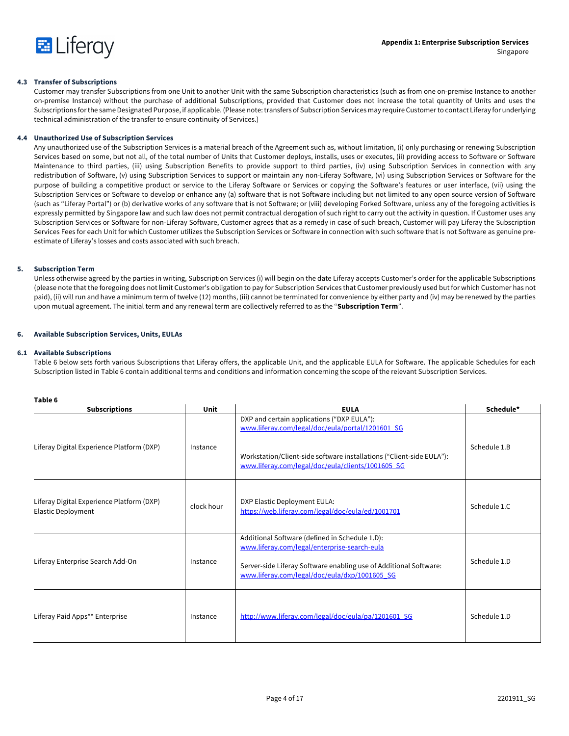### 4.3 Transfer of Subscriptions

Customer may transfer Subscriptions from one Unit to another Unit with the same Subscription characteristics (such as from one on-premise Instance to another on-premise Instance) without the purchase of additional Subscriptions, provided that Customer does not increase the total quantity of Units and uses the Subscriptions for the same Designated Purpose, if applicable. (Please note: transfers of Subscription Services may require Customer to contact Liferay for underlying technical administration of the transfer to ensure continuity of Services.)

### 4.4 Unauthorized Use of Subscription Services

Any unauthorized use of the Subscription Services is a material breach of the Agreement such as, without limitation, (i) only purchasing or renewing Subscription Services based on some, but not all, of the total number of Units that Customer deploys, installs, uses or executes, (ii) providing access to Software or Software Maintenance to third parties, (iii) using Subscription Benefits to provide support to third parties, (iv) using Subscription Services in connection with any redistribution of Software, (v) using Subscription Services to support or maintain any non-Liferay Software, (vi) using Subscription Services or Software for the purpose of building a competitive product or service to the Liferay Software or Services or copying the Software's features or user interface, (vii) using the Subscription Services or Software to develop or enhance any (a) software that is not Software including but not limited to any open source version of Software (such as "Liferay Portal") or (b) derivative works of any software that is not Software; or (viii) developing Forked Software, unless any of the foregoing activities is expressly permitted by Singapore law and such law does not permit contractual derogation of such right to carry out the activity in question. If Customer uses any Subscription Services or Software for non-Liferay Software, Customer agrees that as a remedy in case of such breach, Customer will pay Liferay the Subscription Services Fees for each Unit for which Customer utilizes the Subscription Services or Software in connection with such software that is not Software as genuine pre-estimate of Liferay's losses and costs associated with such breach.

## 5. Subscription Term

Unless otherwise agreed by the parties in writing, Subscription Services (i) will begin on the date Liferay accepts Customer's order for the applicable Subscriptions (please note that the foregoing does not limit Customer's obligation to pay for Subscription Services that Customer previously used but for which Customer has not paid), (ii) will run and have a minimum term of twelve (12) months, (iii) cannot be terminated for convenience by either party and (iv) may be renewed by the parties upon mutual agreement. The initial term and any renewal term are collectively referred to as the "**Subscription Term**".

## 6. Available Subscription Services, Units, EULAs

### 6.1 Available Subscriptions

Table 6 below sets forth various Subscriptions that Liferay offers, the applicable Unit, and the applicable EULA for Software. The applicable Schedules for each Subscription listed in Table 6 contain additional terms and conditions and information concerning the scope of the relevant Subscription Services.

**Table 6**

| Subscriptions | Unit | EULA | Schedule* |
|---|---|---|---|
| Liferay Digital Experience Platform (DXP) | Instance | DXP and certain applications ("DXP EULA"): www.liferay.com/legal/doc/eula/portal/1201601_SG<br><br>Workstation/Client-side software installations ("Client-side EULA"): www.liferay.com/legal/doc/eula/clients/1001605_SG | Schedule 1.B |
| Liferay Digital Experience Platform (DXP) Elastic Deployment | clock hour | DXP Elastic Deployment EULA: https://web.liferay.com/legal/doc/eula/ed/1001701 | Schedule 1.C |
| Liferay Enterprise Search Add-On | Instance | Additional Software (defined in Schedule 1.D): www.liferay.com/legal/enterprise-search-eula<br><br>Server-side Liferay Software enabling use of Additional Software: www.liferay.com/legal/doc/eula/dxp/1001605_SG | Schedule 1.D |
| Liferay Paid Apps** Enterprise | Instance | http://www.liferay.com/legal/doc/eula/pa/1201601_SG | Schedule 1.D |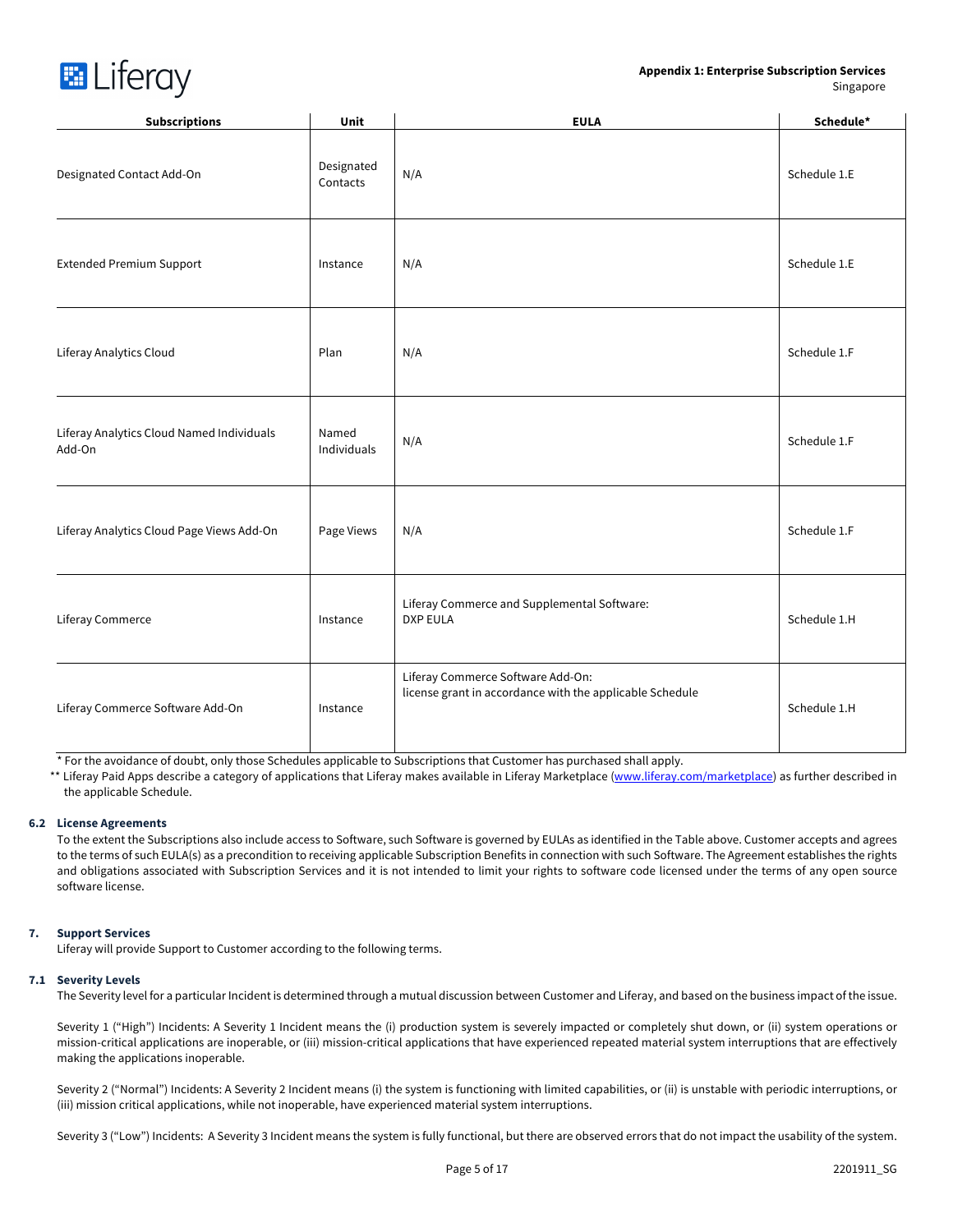| Subscriptions | Unit | EULA | Schedule* |
|---|---|---|---|
| Designated Contact Add-On | Designated Contacts | N/A | Schedule 1.E |
| Extended Premium Support | Instance | N/A | Schedule 1.E |
| Liferay Analytics Cloud | Plan | N/A | Schedule 1.F |
| Liferay Analytics Cloud Named Individuals Add-On | Named Individuals | N/A | Schedule 1.F |
| Liferay Analytics Cloud Page Views Add-On | Page Views | N/A | Schedule 1.F |
| Liferay Commerce | Instance | Liferay Commerce and Supplemental Software: DXP EULA | Schedule 1.H |
| Liferay Commerce Software Add-On | Instance | Liferay Commerce Software Add-On: license grant in accordance with the applicable Schedule | Schedule 1.H |

\* For the avoidance of doubt, only those Schedules applicable to Subscriptions that Customer has purchased shall apply.

\*\* Liferay Paid Apps describe a category of applications that Liferay makes available in Liferay Marketplace (www.liferay.com/marketplace) as further described in the applicable Schedule.

### 6.2 License Agreements

To the extent the Subscriptions also include access to Software, such Software is governed by EULAs as identified in the Table above. Customer accepts and agrees to the terms of such EULA(s) as a precondition to receiving applicable Subscription Benefits in connection with such Software. The Agreement establishes the rights and obligations associated with Subscription Services and it is not intended to limit your rights to software code licensed under the terms of any open source software license.

## 7. Support Services

Liferay will provide Support to Customer according to the following terms.

### 7.1 Severity Levels

The Severity level for a particular Incident is determined through a mutual discussion between Customer and Liferay, and based on the business impact of the issue.

Severity 1 ("High") Incidents: A Severity 1 Incident means the (i) production system is severely impacted or completely shut down, or (ii) system operations or mission-critical applications are inoperable, or (iii) mission-critical applications that have experienced repeated material system interruptions that are effectively making the applications inoperable.

Severity 2 ("Normal") Incidents: A Severity 2 Incident means (i) the system is functioning with limited capabilities, or (ii) is unstable with periodic interruptions, or (iii) mission critical applications, while not inoperable, have experienced material system interruptions.

Severity 3 ("Low") Incidents: A Severity 3 Incident means the system is fully functional, but there are observed errors that do not impact the usability of the system.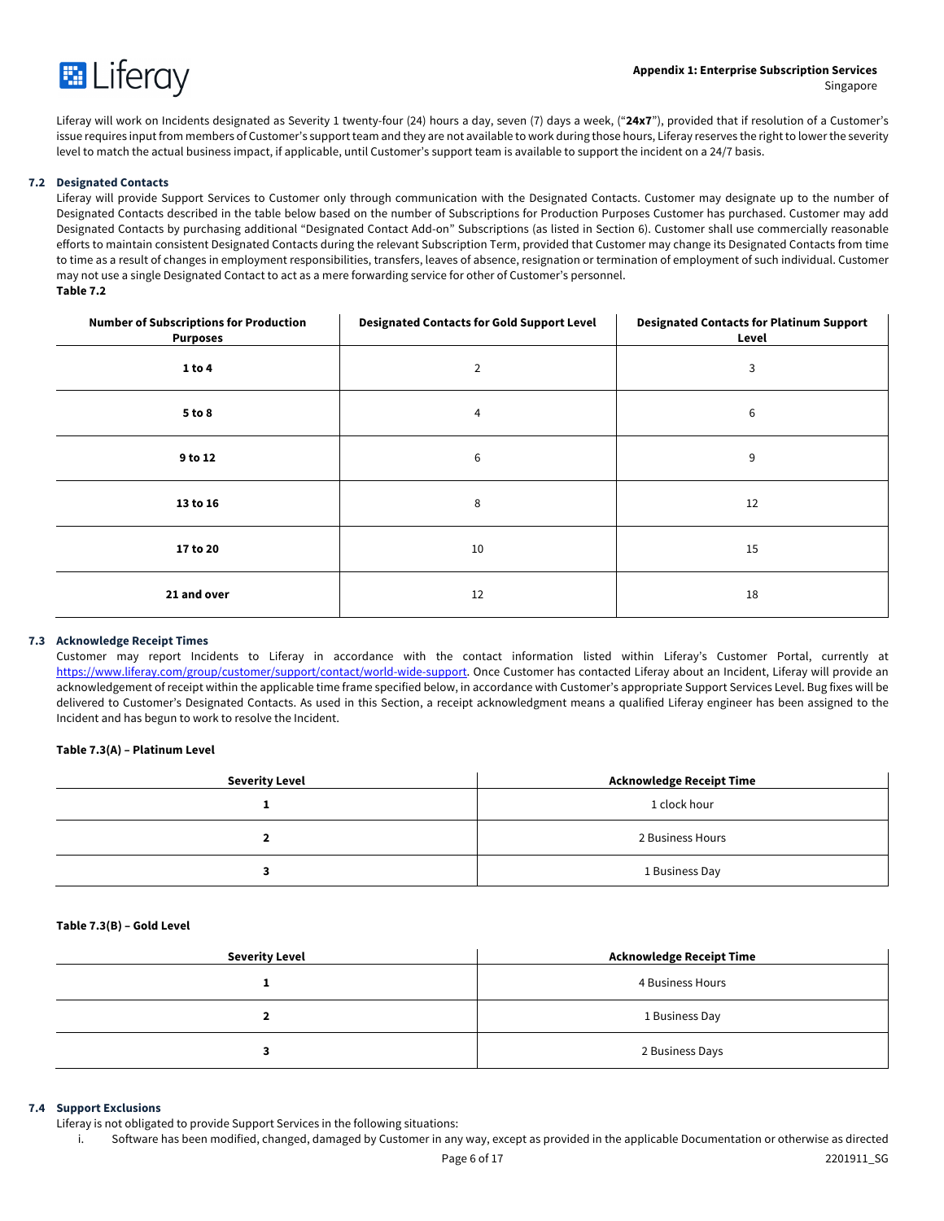Liferay will work on Incidents designated as Severity 1 twenty-four (24) hours a day, seven (7) days a week, ("**24x7**"), provided that if resolution of a Customer's issue requires input from members of Customer's support team and they are not available to work during those hours, Liferay reserves the right to lower the severity level to match the actual business impact, if applicable, until Customer's support team is available to support the incident on a 24/7 basis.

**7.2 Designated Contacts**

Liferay will provide Support Services to Customer only through communication with the Designated Contacts. Customer may designate up to the number of Designated Contacts described in the table below based on the number of Subscriptions for Production Purposes Customer has purchased. Customer may add Designated Contacts by purchasing additional "Designated Contact Add-on" Subscriptions (as listed in Section 6). Customer shall use commercially reasonable efforts to maintain consistent Designated Contacts during the relevant Subscription Term, provided that Customer may change its Designated Contacts from time to time as a result of changes in employment responsibilities, transfers, leaves of absence, resignation or termination of employment of such individual. Customer may not use a single Designated Contact to act as a mere forwarding service for other of Customer's personnel.

**Table 7.2**

| Number of Subscriptions for Production Purposes | Designated Contacts for Gold Support Level | Designated Contacts for Platinum Support Level |
|---|---|---|
| **1 to 4** | 2 | 3 |
| **5 to 8** | 4 | 6 |
| **9 to 12** | 6 | 9 |
| **13 to 16** | 8 | 12 |
| **17 to 20** | 10 | 15 |
| **21 and over** | 12 | 18 |

**7.3 Acknowledge Receipt Times**

Customer may report Incidents to Liferay in accordance with the contact information listed within Liferay's Customer Portal, currently at https://www.liferay.com/group/customer/support/contact/world-wide-support. Once Customer has contacted Liferay about an Incident, Liferay will provide an acknowledgement of receipt within the applicable time frame specified below, in accordance with Customer's appropriate Support Services Level. Bug fixes will be delivered to Customer's Designated Contacts. As used in this Section, a receipt acknowledgment means a qualified Liferay engineer has been assigned to the Incident and has begun to work to resolve the Incident.

**Table 7.3(A) – Platinum Level**

| Severity Level | Acknowledge Receipt Time |
|---|---|
| **1** | 1 clock hour |
| **2** | 2 Business Hours |
| **3** | 1 Business Day |

**Table 7.3(B) – Gold Level**

| Severity Level | Acknowledge Receipt Time |
|---|---|
| **1** | 4 Business Hours |
| **2** | 1 Business Day |
| **3** | 2 Business Days |

**7.4 Support Exclusions**

Liferay is not obligated to provide Support Services in the following situations:

i. Software has been modified, changed, damaged by Customer in any way, except as provided in the applicable Documentation or otherwise as directed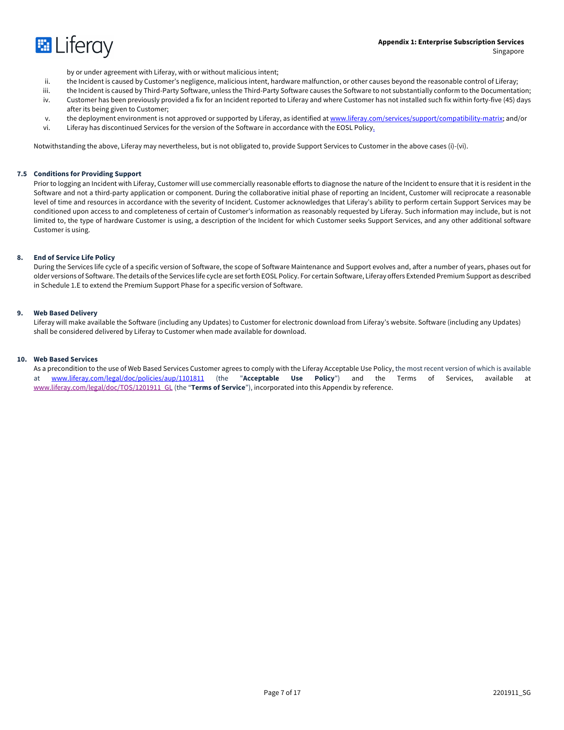by or under agreement with Liferay, with or without malicious intent;

ii. the Incident is caused by Customer's negligence, malicious intent, hardware malfunction, or other causes beyond the reasonable control of Liferay;

iii. the Incident is caused by Third-Party Software, unless the Third-Party Software causes the Software to not substantially conform to the Documentation;

iv. Customer has been previously provided a fix for an Incident reported to Liferay and where Customer has not installed such fix within forty-five (45) days after its being given to Customer;

v. the deployment environment is not approved or supported by Liferay, as identified at www.liferay.com/services/support/compatibility-matrix; and/or

vi. Liferay has discontinued Services for the version of the Software in accordance with the EOSL Policy.

Notwithstanding the above, Liferay may nevertheless, but is not obligated to, provide Support Services to Customer in the above cases (i)-(vi).

**7.5 Conditions for Providing Support**

Prior to logging an Incident with Liferay, Customer will use commercially reasonable efforts to diagnose the nature of the Incident to ensure that it is resident in the Software and not a third-party application or component. During the collaborative initial phase of reporting an Incident, Customer will reciprocate a reasonable level of time and resources in accordance with the severity of Incident. Customer acknowledges that Liferay's ability to perform certain Support Services may be conditioned upon access to and completeness of certain of Customer's information as reasonably requested by Liferay. Such information may include, but is not limited to, the type of hardware Customer is using, a description of the Incident for which Customer seeks Support Services, and any other additional software Customer is using.

## 8. End of Service Life Policy

During the Services life cycle of a specific version of Software, the scope of Software Maintenance and Support evolves and, after a number of years, phases out for older versions of Software. The details of the Services life cycle are set forth EOSL Policy. For certain Software, Liferay offers Extended Premium Support as described in Schedule 1.E to extend the Premium Support Phase for a specific version of Software.

## 9. Web Based Delivery

Liferay will make available the Software (including any Updates) to Customer for electronic download from Liferay's website. Software (including any Updates) shall be considered delivered by Liferay to Customer when made available for download.

## 10. Web Based Services

As a precondition to the use of Web Based Services Customer agrees to comply with the Liferay Acceptable Use Policy, the most recent version of which is available at www.liferay.com/legal/doc/policies/aup/1101811 (the "**Acceptable Use Policy**") and the Terms of Services, available at www.liferay.com/legal/doc/TOS/1201911_GL (the "**Terms of Service**"), incorporated into this Appendix by reference.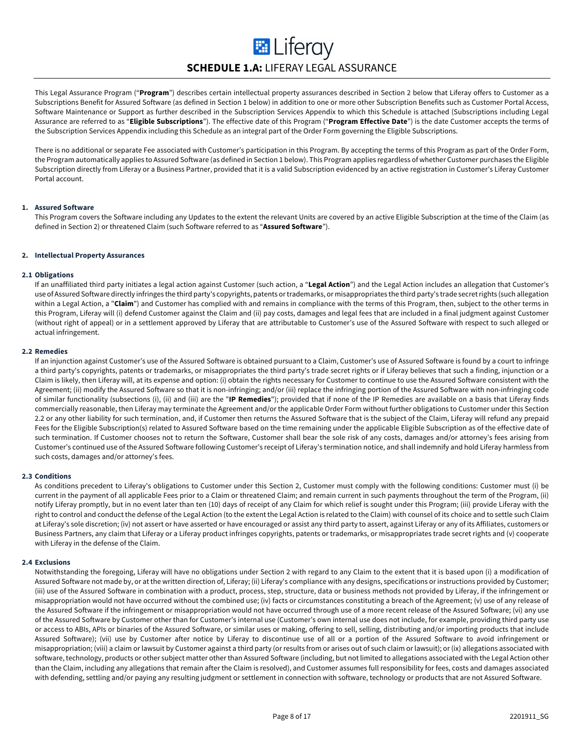# SCHEDULE 1.A: LIFERAY LEGAL ASSURANCE

This Legal Assurance Program ("**Program**") describes certain intellectual property assurances described in Section 2 below that Liferay offers to Customer as a Subscriptions Benefit for Assured Software (as defined in Section 1 below) in addition to one or more other Subscription Benefits such as Customer Portal Access, Software Maintenance or Support as further described in the Subscription Services Appendix to which this Schedule is attached (Subscriptions including Legal Assurance are referred to as "**Eligible Subscriptions**"). The effective date of this Program ("**Program Effective Date**") is the date Customer accepts the terms of the Subscription Services Appendix including this Schedule as an integral part of the Order Form governing the Eligible Subscriptions.

There is no additional or separate Fee associated with Customer's participation in this Program. By accepting the terms of this Program as part of the Order Form, the Program automatically applies to Assured Software (as defined in Section 1 below). This Program applies regardless of whether Customer purchases the Eligible Subscription directly from Liferay or a Business Partner, provided that it is a valid Subscription evidenced by an active registration in Customer's Liferay Customer Portal account.

## 1. Assured Software

This Program covers the Software including any Updates to the extent the relevant Units are covered by an active Eligible Subscription at the time of the Claim (as defined in Section 2) or threatened Claim (such Software referred to as "**Assured Software**").

## 2. Intellectual Property Assurances

### 2.1 Obligations

If an unaffiliated third party initiates a legal action against Customer (such action, a "**Legal Action**") and the Legal Action includes an allegation that Customer's use of Assured Software directly infringes the third party's copyrights, patents or trademarks, or misappropriates the third party's trade secret rights (such allegation within a Legal Action, a "**Claim**") and Customer has complied with and remains in compliance with the terms of this Program, then, subject to the other terms in this Program, Liferay will (i) defend Customer against the Claim and (ii) pay costs, damages and legal fees that are included in a final judgment against Customer (without right of appeal) or in a settlement approved by Liferay that are attributable to Customer's use of the Assured Software with respect to such alleged or actual infringement.

### 2.2 Remedies

If an injunction against Customer's use of the Assured Software is obtained pursuant to a Claim, Customer's use of Assured Software is found by a court to infringe a third party's copyrights, patents or trademarks, or misappropriates the third party's trade secret rights or if Liferay believes that such a finding, injunction or a Claim is likely, then Liferay will, at its expense and option: (i) obtain the rights necessary for Customer to continue to use the Assured Software consistent with the Agreement; (ii) modify the Assured Software so that it is non-infringing; and/or (iii) replace the infringing portion of the Assured Software with non-infringing code of similar functionality (subsections (i), (ii) and (iii) are the "**IP Remedies**"); provided that if none of the IP Remedies are available on a basis that Liferay finds commercially reasonable, then Liferay may terminate the Agreement and/or the applicable Order Form without further obligations to Customer under this Section 2.2 or any other liability for such termination, and, if Customer then returns the Assured Software that is the subject of the Claim, Liferay will refund any prepaid Fees for the Eligible Subscription(s) related to Assured Software based on the time remaining under the applicable Eligible Subscription as of the effective date of such termination. If Customer chooses not to return the Software, Customer shall bear the sole risk of any costs, damages and/or attorney's fees arising from Customer's continued use of the Assured Software following Customer's receipt of Liferay's termination notice, and shall indemnify and hold Liferay harmless from such costs, damages and/or attorney's fees.

### 2.3 Conditions

As conditions precedent to Liferay's obligations to Customer under this Section 2, Customer must comply with the following conditions: Customer must (i) be current in the payment of all applicable Fees prior to a Claim or threatened Claim; and remain current in such payments throughout the term of the Program, (ii) notify Liferay promptly, but in no event later than ten (10) days of receipt of any Claim for which relief is sought under this Program; (iii) provide Liferay with the right to control and conduct the defense of the Legal Action (to the extent the Legal Action is related to the Claim) with counsel of its choice and to settle such Claim at Liferay's sole discretion; (iv) not assert or have asserted or have encouraged or assist any third party to assert, against Liferay or any of its Affiliates, customers or Business Partners, any claim that Liferay or a Liferay product infringes copyrights, patents or trademarks, or misappropriates trade secret rights and (v) cooperate with Liferay in the defense of the Claim.

### 2.4 Exclusions

Notwithstanding the foregoing, Liferay will have no obligations under Section 2 with regard to any Claim to the extent that it is based upon (i) a modification of Assured Software not made by, or at the written direction of, Liferay; (ii) Liferay's compliance with any designs, specifications or instructions provided by Customer; (iii) use of the Assured Software in combination with a product, process, step, structure, data or business methods not provided by Liferay, if the infringement or misappropriation would not have occurred without the combined use; (iv) facts or circumstances constituting a breach of the Agreement; (v) use of any release of the Assured Software if the infringement or misappropriation would not have occurred through use of a more recent release of the Assured Software; (vi) any use of the Assured Software by Customer other than for Customer's internal use (Customer's own internal use does not include, for example, providing third party use or access to ABIs, APIs or binaries of the Assured Software, or similar uses or making, offering to sell, selling, distributing and/or importing products that include Assured Software); (vii) use by Customer after notice by Liferay to discontinue use of all or a portion of the Assured Software to avoid infringement or misappropriation; (viii) a claim or lawsuit by Customer against a third party (or results from or arises out of such claim or lawsuit); or (ix) allegations associated with software, technology, products or other subject matter other than Assured Software (including, but not limited to allegations associated with the Legal Action other than the Claim, including any allegations that remain after the Claim is resolved), and Customer assumes full responsibility for fees, costs and damages associated with defending, settling and/or paying any resulting judgment or settlement in connection with software, technology or products that are not Assured Software.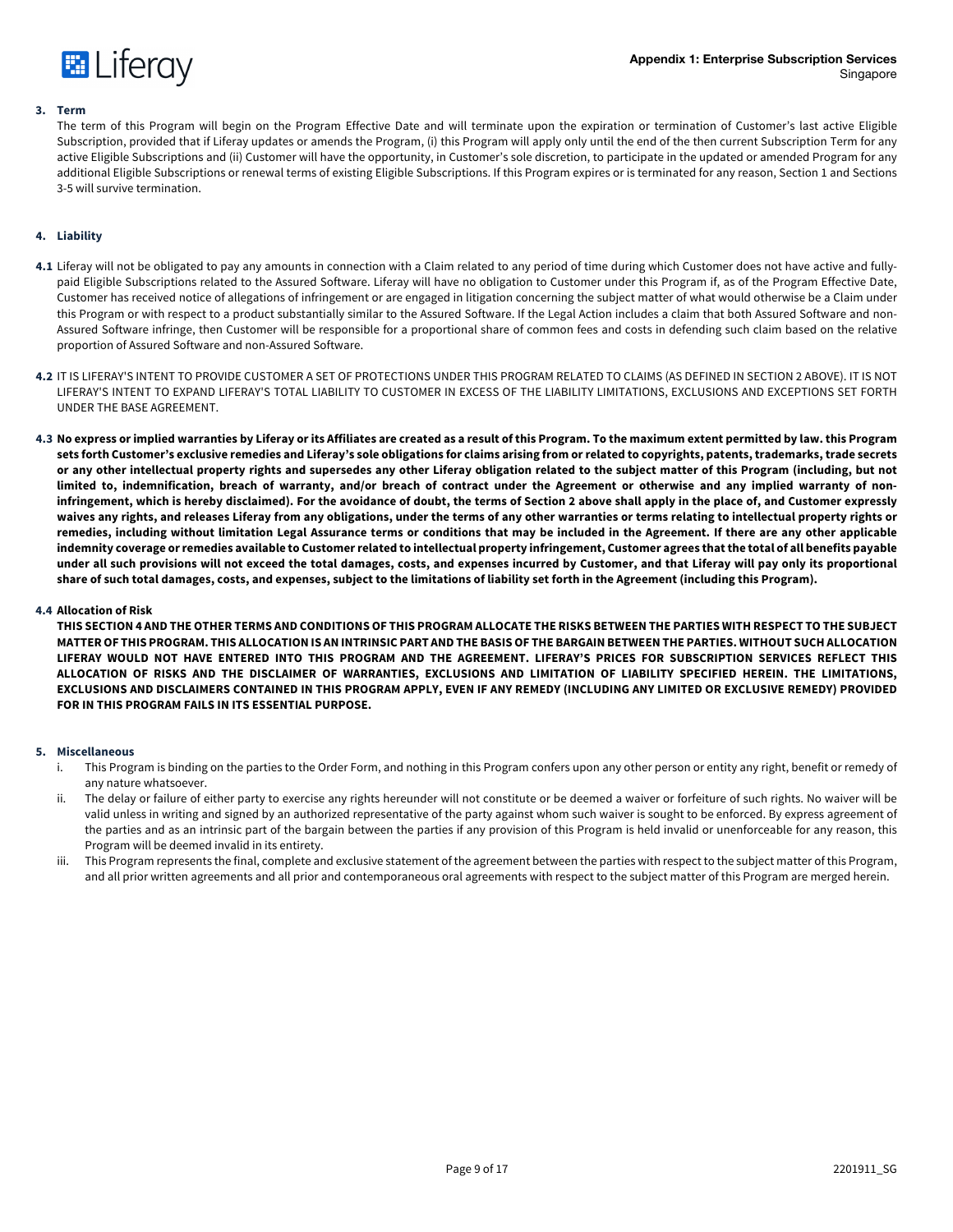## 3. Term

The term of this Program will begin on the Program Effective Date and will terminate upon the expiration or termination of Customer's last active Eligible Subscription, provided that if Liferay updates or amends the Program, (i) this Program will apply only until the end of the then current Subscription Term for any active Eligible Subscriptions and (ii) Customer will have the opportunity, in Customer's sole discretion, to participate in the updated or amended Program for any additional Eligible Subscriptions or renewal terms of existing Eligible Subscriptions. If this Program expires or is terminated for any reason, Section 1 and Sections 3-5 will survive termination.

## 4. Liability

**4.1** Liferay will not be obligated to pay any amounts in connection with a Claim related to any period of time during which Customer does not have active and fully-paid Eligible Subscriptions related to the Assured Software. Liferay will have no obligation to Customer under this Program if, as of the Program Effective Date, Customer has received notice of allegations of infringement or are engaged in litigation concerning the subject matter of what would otherwise be a Claim under this Program or with respect to a product substantially similar to the Assured Software. If the Legal Action includes a claim that both Assured Software and non-Assured Software infringe, then Customer will be responsible for a proportional share of common fees and costs in defending such claim based on the relative proportion of Assured Software and non-Assured Software.

**4.2** IT IS LIFERAY'S INTENT TO PROVIDE CUSTOMER A SET OF PROTECTIONS UNDER THIS PROGRAM RELATED TO CLAIMS (AS DEFINED IN SECTION 2 ABOVE). IT IS NOT LIFERAY'S INTENT TO EXPAND LIFERAY'S TOTAL LIABILITY TO CUSTOMER IN EXCESS OF THE LIABILITY LIMITATIONS, EXCLUSIONS AND EXCEPTIONS SET FORTH UNDER THE BASE AGREEMENT.

**4.3 No express or implied warranties by Liferay or its Affiliates are created as a result of this Program. To the maximum extent permitted by law. this Program sets forth Customer's exclusive remedies and Liferay's sole obligations for claims arising from or related to copyrights, patents, trademarks, trade secrets or any other intellectual property rights and supersedes any other Liferay obligation related to the subject matter of this Program (including, but not limited to, indemnification, breach of warranty, and/or breach of contract under the Agreement or otherwise and any implied warranty of non-infringement, which is hereby disclaimed). For the avoidance of doubt, the terms of Section 2 above shall apply in the place of, and Customer expressly waives any rights, and releases Liferay from any obligations, under the terms of any other warranties or terms relating to intellectual property rights or remedies, including without limitation Legal Assurance terms or conditions that may be included in the Agreement. If there are any other applicable indemnity coverage or remedies available to Customer related to intellectual property infringement, Customer agrees that the total of all benefits payable under all such provisions will not exceed the total damages, costs, and expenses incurred by Customer, and that Liferay will pay only its proportional share of such total damages, costs, and expenses, subject to the limitations of liability set forth in the Agreement (including this Program).**

**4.4 Allocation of Risk**

**THIS SECTION 4 AND THE OTHER TERMS AND CONDITIONS OF THIS PROGRAM ALLOCATE THE RISKS BETWEEN THE PARTIES WITH RESPECT TO THE SUBJECT MATTER OF THIS PROGRAM. THIS ALLOCATION IS AN INTRINSIC PART AND THE BASIS OF THE BARGAIN BETWEEN THE PARTIES. WITHOUT SUCH ALLOCATION LIFERAY WOULD NOT HAVE ENTERED INTO THIS PROGRAM AND THE AGREEMENT. LIFERAY'S PRICES FOR SUBSCRIPTION SERVICES REFLECT THIS ALLOCATION OF RISKS AND THE DISCLAIMER OF WARRANTIES, EXCLUSIONS AND LIMITATION OF LIABILITY SPECIFIED HEREIN. THE LIMITATIONS, EXCLUSIONS AND DISCLAIMERS CONTAINED IN THIS PROGRAM APPLY, EVEN IF ANY REMEDY (INCLUDING ANY LIMITED OR EXCLUSIVE REMEDY) PROVIDED FOR IN THIS PROGRAM FAILS IN ITS ESSENTIAL PURPOSE.**

## 5. Miscellaneous

i. This Program is binding on the parties to the Order Form, and nothing in this Program confers upon any other person or entity any right, benefit or remedy of any nature whatsoever.

ii. The delay or failure of either party to exercise any rights hereunder will not constitute or be deemed a waiver or forfeiture of such rights. No waiver will be valid unless in writing and signed by an authorized representative of the party against whom such waiver is sought to be enforced. By express agreement of the parties and as an intrinsic part of the bargain between the parties if any provision of this Program is held invalid or unenforceable for any reason, this Program will be deemed invalid in its entirety.

iii. This Program represents the final, complete and exclusive statement of the agreement between the parties with respect to the subject matter of this Program, and all prior written agreements and all prior and contemporaneous oral agreements with respect to the subject matter of this Program are merged herein.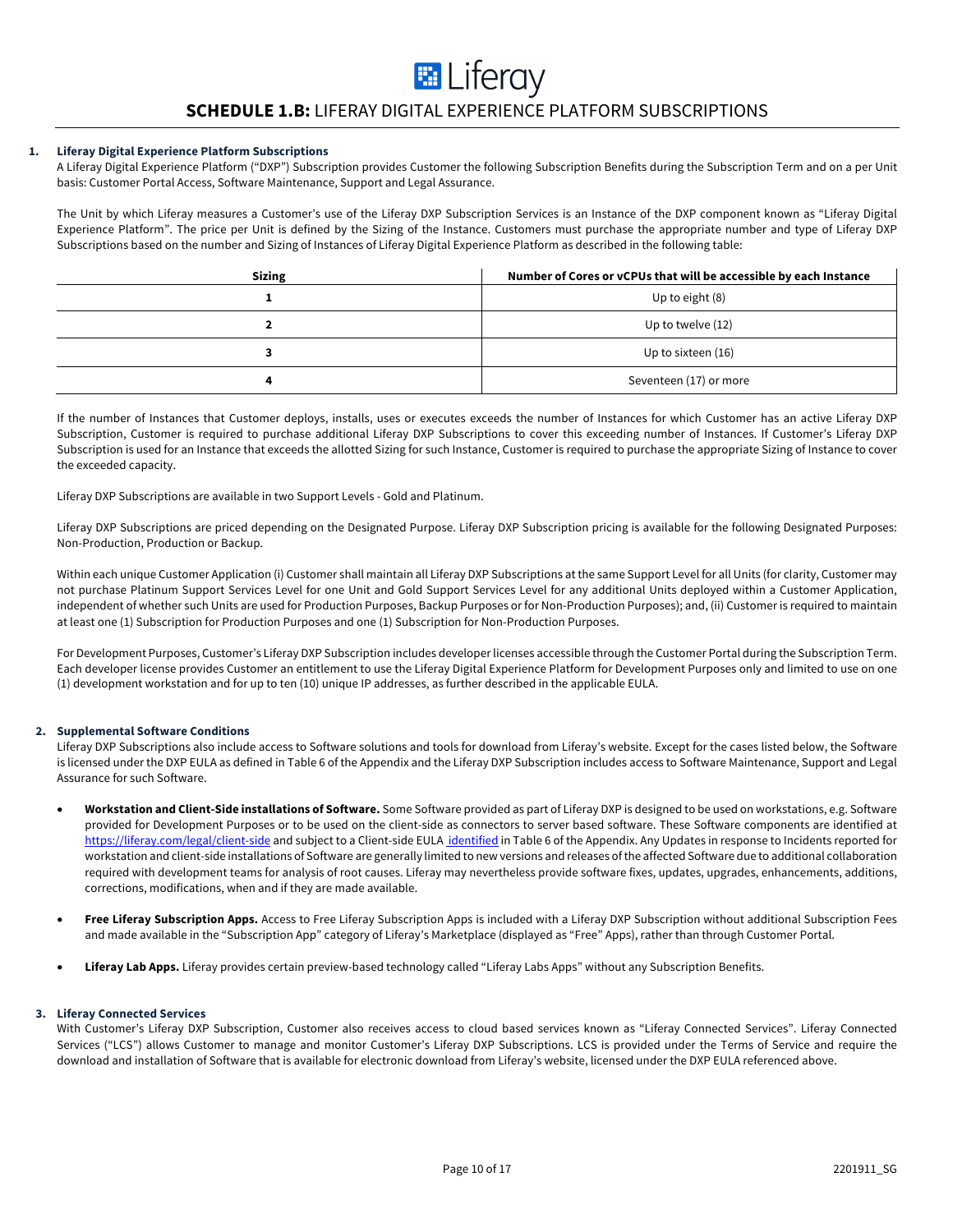# SCHEDULE 1.B: LIFERAY DIGITAL EXPERIENCE PLATFORM SUBSCRIPTIONS

## 1. Liferay Digital Experience Platform Subscriptions

A Liferay Digital Experience Platform ("DXP") Subscription provides Customer the following Subscription Benefits during the Subscription Term and on a per Unit basis: Customer Portal Access, Software Maintenance, Support and Legal Assurance.

The Unit by which Liferay measures a Customer's use of the Liferay DXP Subscription Services is an Instance of the DXP component known as "Liferay Digital Experience Platform". The price per Unit is defined by the Sizing of the Instance. Customers must purchase the appropriate number and type of Liferay DXP Subscriptions based on the number and Sizing of Instances of Liferay Digital Experience Platform as described in the following table:

| Sizing | Number of Cores or vCPUs that will be accessible by each Instance |
|---|---|
| 1 | Up to eight (8) |
| 2 | Up to twelve (12) |
| 3 | Up to sixteen (16) |
| 4 | Seventeen (17) or more |

If the number of Instances that Customer deploys, installs, uses or executes exceeds the number of Instances for which Customer has an active Liferay DXP Subscription, Customer is required to purchase additional Liferay DXP Subscriptions to cover this exceeding number of Instances. If Customer's Liferay DXP Subscription is used for an Instance that exceeds the allotted Sizing for such Instance, Customer is required to purchase the appropriate Sizing of Instance to cover the exceeded capacity.

Liferay DXP Subscriptions are available in two Support Levels - Gold and Platinum.

Liferay DXP Subscriptions are priced depending on the Designated Purpose. Liferay DXP Subscription pricing is available for the following Designated Purposes: Non-Production, Production or Backup.

Within each unique Customer Application (i) Customer shall maintain all Liferay DXP Subscriptions at the same Support Level for all Units (for clarity, Customer may not purchase Platinum Support Services Level for one Unit and Gold Support Services Level for any additional Units deployed within a Customer Application, independent of whether such Units are used for Production Purposes, Backup Purposes or for Non-Production Purposes); and, (ii) Customer is required to maintain at least one (1) Subscription for Production Purposes and one (1) Subscription for Non-Production Purposes.

For Development Purposes, Customer's Liferay DXP Subscription includes developer licenses accessible through the Customer Portal during the Subscription Term. Each developer license provides Customer an entitlement to use the Liferay Digital Experience Platform for Development Purposes only and limited to use on one (1) development workstation and for up to ten (10) unique IP addresses, as further described in the applicable EULA.

## 2. Supplemental Software Conditions

Liferay DXP Subscriptions also include access to Software solutions and tools for download from Liferay's website. Except for the cases listed below, the Software is licensed under the DXP EULA as defined in Table 6 of the Appendix and the Liferay DXP Subscription includes access to Software Maintenance, Support and Legal Assurance for such Software.

- **Workstation and Client-Side installations of Software.** Some Software provided as part of Liferay DXP is designed to be used on workstations, e.g. Software provided for Development Purposes or to be used on the client-side as connectors to server based software. These Software components are identified at [https://liferay.com/legal/client-side](https://liferay.com/legal/client-side) and subject to a Client-side EULA identified in Table 6 of the Appendix. Any Updates in response to Incidents reported for workstation and client-side installations of Software are generally limited to new versions and releases of the affected Software due to additional collaboration required with development teams for analysis of root causes. Liferay may nevertheless provide software fixes, updates, upgrades, enhancements, additions, corrections, modifications, when and if they are made available.

- **Free Liferay Subscription Apps.** Access to Free Liferay Subscription Apps is included with a Liferay DXP Subscription without additional Subscription Fees and made available in the "Subscription App" category of Liferay's Marketplace (displayed as "Free" Apps), rather than through Customer Portal.

- **Liferay Lab Apps.** Liferay provides certain preview-based technology called "Liferay Labs Apps" without any Subscription Benefits.

## 3. Liferay Connected Services

With Customer's Liferay DXP Subscription, Customer also receives access to cloud based services known as "Liferay Connected Services". Liferay Connected Services ("LCS") allows Customer to manage and monitor Customer's Liferay DXP Subscriptions. LCS is provided under the Terms of Service and require the download and installation of Software that is available for electronic download from Liferay's website, licensed under the DXP EULA referenced above.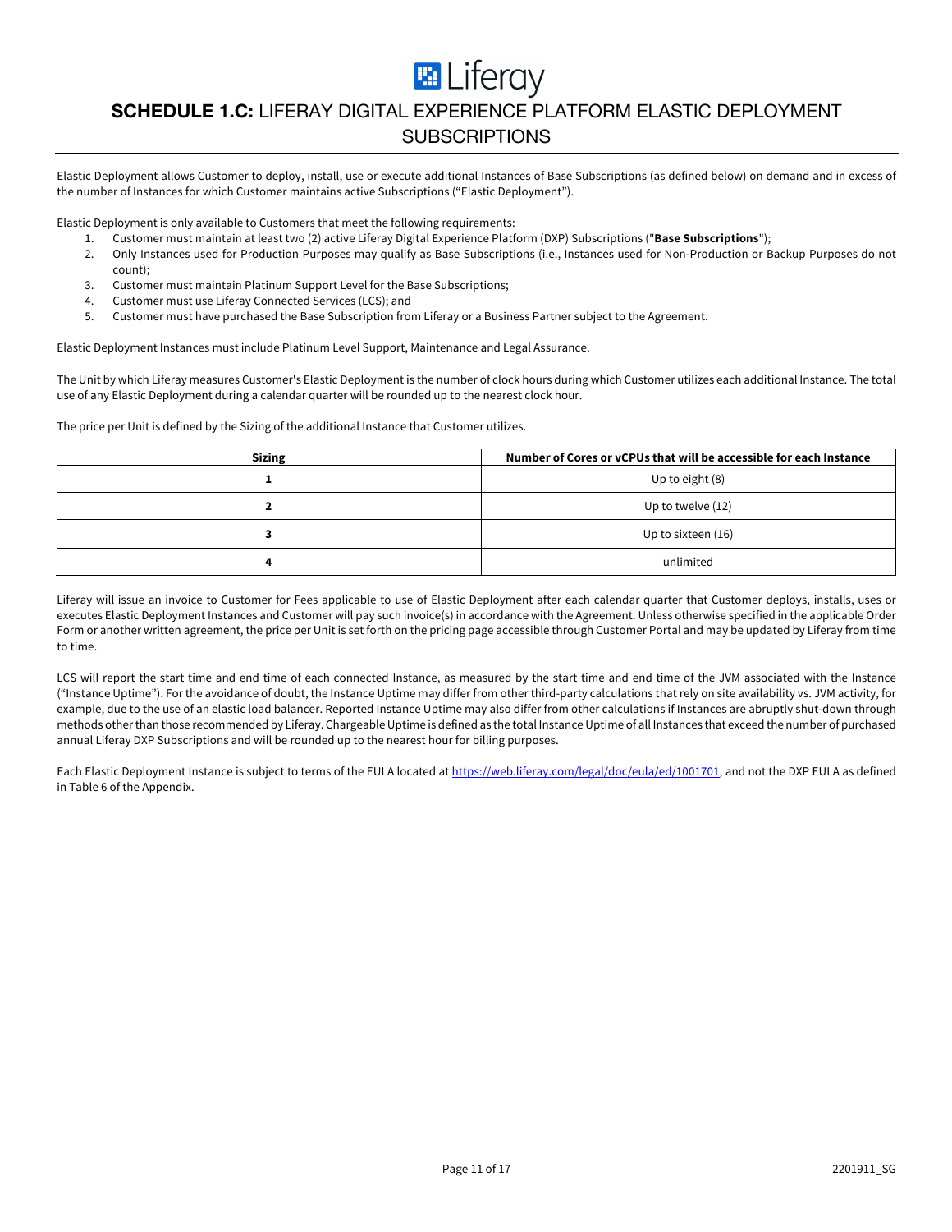# SCHEDULE 1.C: LIFERAY DIGITAL EXPERIENCE PLATFORM ELASTIC DEPLOYMENT SUBSCRIPTIONS

Elastic Deployment allows Customer to deploy, install, use or execute additional Instances of Base Subscriptions (as defined below) on demand and in excess of the number of Instances for which Customer maintains active Subscriptions ("Elastic Deployment").

Elastic Deployment is only available to Customers that meet the following requirements:

1. Customer must maintain at least two (2) active Liferay Digital Experience Platform (DXP) Subscriptions ("**Base Subscriptions**");
2. Only Instances used for Production Purposes may qualify as Base Subscriptions (i.e., Instances used for Non-Production or Backup Purposes do not count);
3. Customer must maintain Platinum Support Level for the Base Subscriptions;
4. Customer must use Liferay Connected Services (LCS); and
5. Customer must have purchased the Base Subscription from Liferay or a Business Partner subject to the Agreement.

Elastic Deployment Instances must include Platinum Level Support, Maintenance and Legal Assurance.

The Unit by which Liferay measures Customer's Elastic Deployment is the number of clock hours during which Customer utilizes each additional Instance. The total use of any Elastic Deployment during a calendar quarter will be rounded up to the nearest clock hour.

The price per Unit is defined by the Sizing of the additional Instance that Customer utilizes.

| Sizing | Number of Cores or vCPUs that will be accessible for each Instance |
|---|---|
| 1 | Up to eight (8) |
| 2 | Up to twelve (12) |
| 3 | Up to sixteen (16) |
| 4 | unlimited |

Liferay will issue an invoice to Customer for Fees applicable to use of Elastic Deployment after each calendar quarter that Customer deploys, installs, uses or executes Elastic Deployment Instances and Customer will pay such invoice(s) in accordance with the Agreement. Unless otherwise specified in the applicable Order Form or another written agreement, the price per Unit is set forth on the pricing page accessible through Customer Portal and may be updated by Liferay from time to time.

LCS will report the start time and end time of each connected Instance, as measured by the start time and end time of the JVM associated with the Instance ("Instance Uptime"). For the avoidance of doubt, the Instance Uptime may differ from other third-party calculations that rely on site availability vs. JVM activity, for example, due to the use of an elastic load balancer. Reported Instance Uptime may also differ from other calculations if Instances are abruptly shut-down through methods other than those recommended by Liferay. Chargeable Uptime is defined as the total Instance Uptime of all Instances that exceed the number of purchased annual Liferay DXP Subscriptions and will be rounded up to the nearest hour for billing purposes.

Each Elastic Deployment Instance is subject to terms of the EULA located at https://web.liferay.com/legal/doc/eula/ed/1001701, and not the DXP EULA as defined in Table 6 of the Appendix.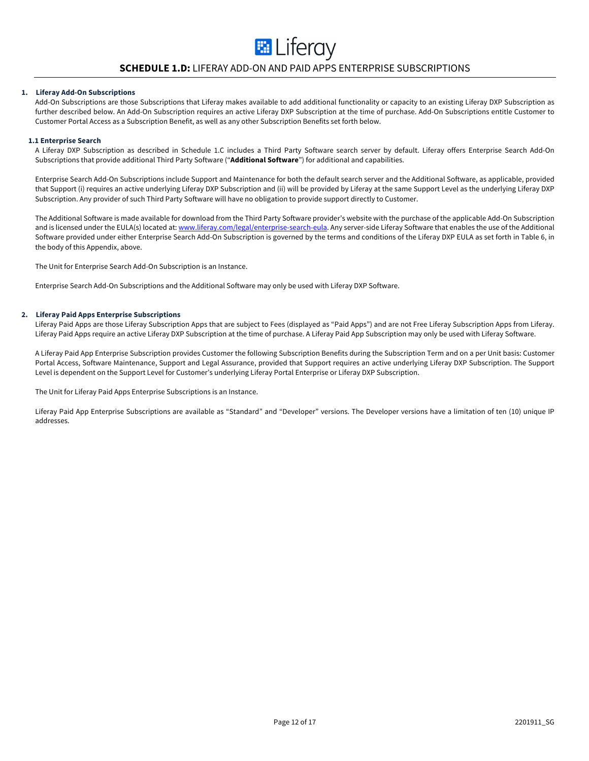# SCHEDULE 1.D: LIFERAY ADD-ON AND PAID APPS ENTERPRISE SUBSCRIPTIONS

## 1. Liferay Add-On Subscriptions

Add-On Subscriptions are those Subscriptions that Liferay makes available to add additional functionality or capacity to an existing Liferay DXP Subscription as further described below. An Add-On Subscription requires an active Liferay DXP Subscription at the time of purchase. Add-On Subscriptions entitle Customer to Customer Portal Access as a Subscription Benefit, as well as any other Subscription Benefits set forth below.

### 1.1 Enterprise Search

A Liferay DXP Subscription as described in Schedule 1.C includes a Third Party Software search server by default. Liferay offers Enterprise Search Add-On Subscriptions that provide additional Third Party Software ("**Additional Software**") for additional and capabilities.

Enterprise Search Add-On Subscriptions include Support and Maintenance for both the default search server and the Additional Software, as applicable, provided that Support (i) requires an active underlying Liferay DXP Subscription and (ii) will be provided by Liferay at the same Support Level as the underlying Liferay DXP Subscription. Any provider of such Third Party Software will have no obligation to provide support directly to Customer.

The Additional Software is made available for download from the Third Party Software provider's website with the purchase of the applicable Add-On Subscription and is licensed under the EULA(s) located at: www.liferay.com/legal/enterprise-search-eula. Any server-side Liferay Software that enables the use of the Additional Software provided under either Enterprise Search Add-On Subscription is governed by the terms and conditions of the Liferay DXP EULA as set forth in Table 6, in the body of this Appendix, above.

The Unit for Enterprise Search Add-On Subscription is an Instance.

Enterprise Search Add-On Subscriptions and the Additional Software may only be used with Liferay DXP Software.

## 2. Liferay Paid Apps Enterprise Subscriptions

Liferay Paid Apps are those Liferay Subscription Apps that are subject to Fees (displayed as "Paid Apps") and are not Free Liferay Subscription Apps from Liferay. Liferay Paid Apps require an active Liferay DXP Subscription at the time of purchase. A Liferay Paid App Subscription may only be used with Liferay Software.

A Liferay Paid App Enterprise Subscription provides Customer the following Subscription Benefits during the Subscription Term and on a per Unit basis: Customer Portal Access, Software Maintenance, Support and Legal Assurance, provided that Support requires an active underlying Liferay DXP Subscription. The Support Level is dependent on the Support Level for Customer's underlying Liferay Portal Enterprise or Liferay DXP Subscription.

The Unit for Liferay Paid Apps Enterprise Subscriptions is an Instance.

Liferay Paid App Enterprise Subscriptions are available as "Standard" and "Developer" versions. The Developer versions have a limitation of ten (10) unique IP addresses.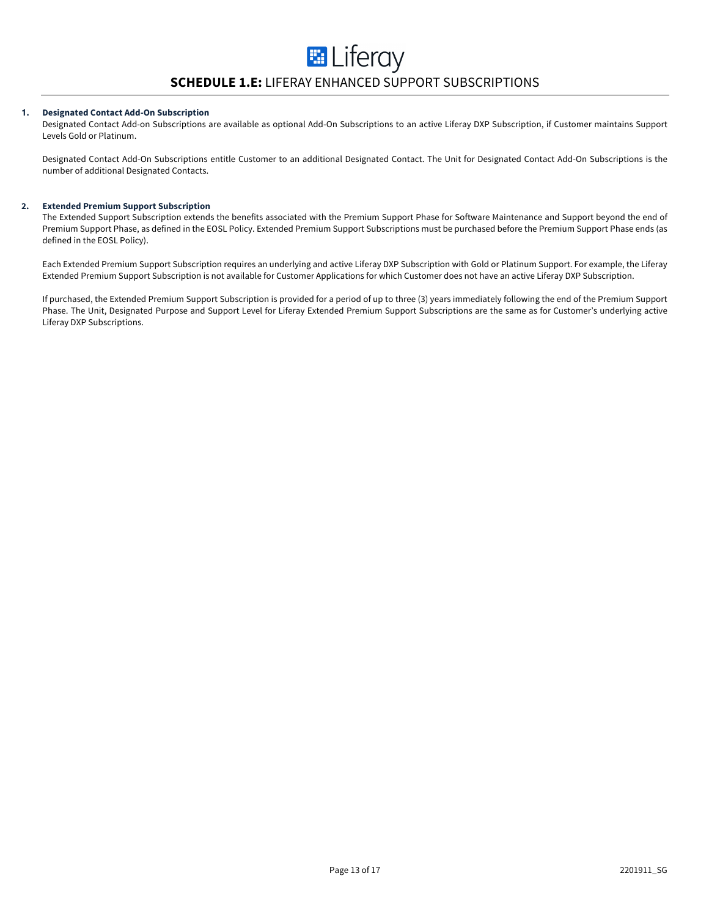## **SCHEDULE 1.E:** LIFERAY ENHANCED SUPPORT SUBSCRIPTIONS

**1. Designated Contact Add-On Subscription**

Designated Contact Add-on Subscriptions are available as optional Add-On Subscriptions to an active Liferay DXP Subscription, if Customer maintains Support Levels Gold or Platinum.

Designated Contact Add-On Subscriptions entitle Customer to an additional Designated Contact. The Unit for Designated Contact Add-On Subscriptions is the number of additional Designated Contacts.

**2. Extended Premium Support Subscription**

The Extended Support Subscription extends the benefits associated with the Premium Support Phase for Software Maintenance and Support beyond the end of Premium Support Phase, as defined in the EOSL Policy. Extended Premium Support Subscriptions must be purchased before the Premium Support Phase ends (as defined in the EOSL Policy).

Each Extended Premium Support Subscription requires an underlying and active Liferay DXP Subscription with Gold or Platinum Support. For example, the Liferay Extended Premium Support Subscription is not available for Customer Applications for which Customer does not have an active Liferay DXP Subscription.

If purchased, the Extended Premium Support Subscription is provided for a period of up to three (3) years immediately following the end of the Premium Support Phase. The Unit, Designated Purpose and Support Level for Liferay Extended Premium Support Subscriptions are the same as for Customer's underlying active Liferay DXP Subscriptions.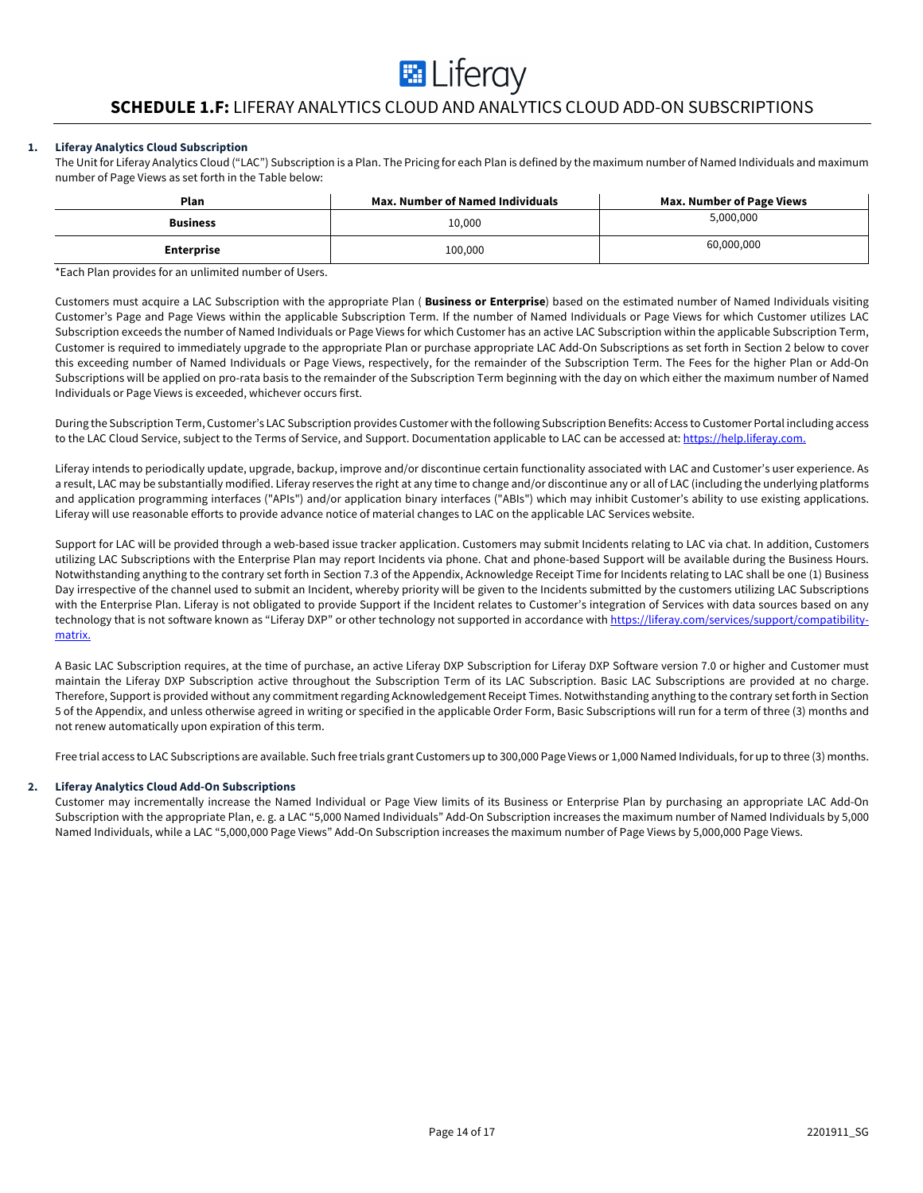# **SCHEDULE 1.F:** LIFERAY ANALYTICS CLOUD AND ANALYTICS CLOUD ADD-ON SUBSCRIPTIONS

## 1. Liferay Analytics Cloud Subscription

The Unit for Liferay Analytics Cloud ("LAC") Subscription is a Plan. The Pricing for each Plan is defined by the maximum number of Named Individuals and maximum number of Page Views as set forth in the Table below:

| Plan | Max. Number of Named Individuals | Max. Number of Page Views |
|---|---|---|
| **Business** | 10,000 | 5,000,000 |
| **Enterprise** | 100,000 | 60,000,000 |

*Each Plan provides for an unlimited number of Users.

Customers must acquire a LAC Subscription with the appropriate Plan ( **Business or Enterprise**) based on the estimated number of Named Individuals visiting Customer's Page and Page Views within the applicable Subscription Term. If the number of Named Individuals or Page Views for which Customer utilizes LAC Subscription exceeds the number of Named Individuals or Page Views for which Customer has an active LAC Subscription within the applicable Subscription Term, Customer is required to immediately upgrade to the appropriate Plan or purchase appropriate LAC Add-On Subscriptions as set forth in Section 2 below to cover this exceeding number of Named Individuals or Page Views, respectively, for the remainder of the Subscription Term. The Fees for the higher Plan or Add-On Subscriptions will be applied on pro-rata basis to the remainder of the Subscription Term beginning with the day on which either the maximum number of Named Individuals or Page Views is exceeded, whichever occurs first.

During the Subscription Term, Customer's LAC Subscription provides Customer with the following Subscription Benefits: Access to Customer Portal including access to the LAC Cloud Service, subject to the Terms of Service, and Support. Documentation applicable to LAC can be accessed at: https://help.liferay.com.

Liferay intends to periodically update, upgrade, backup, improve and/or discontinue certain functionality associated with LAC and Customer's user experience. As a result, LAC may be substantially modified. Liferay reserves the right at any time to change and/or discontinue any or all of LAC (including the underlying platforms and application programming interfaces ("APIs") and/or application binary interfaces ("ABIs") which may inhibit Customer's ability to use existing applications. Liferay will use reasonable efforts to provide advance notice of material changes to LAC on the applicable LAC Services website.

Support for LAC will be provided through a web-based issue tracker application. Customers may submit Incidents relating to LAC via chat. In addition, Customers utilizing LAC Subscriptions with the Enterprise Plan may report Incidents via phone. Chat and phone-based Support will be available during the Business Hours. Notwithstanding anything to the contrary set forth in Section 7.3 of the Appendix, Acknowledge Receipt Time for Incidents relating to LAC shall be one (1) Business Day irrespective of the channel used to submit an Incident, whereby priority will be given to the Incidents submitted by the customers utilizing LAC Subscriptions with the Enterprise Plan. Liferay is not obligated to provide Support if the Incident relates to Customer's integration of Services with data sources based on any technology that is not software known as "Liferay DXP" or other technology not supported in accordance with https://liferay.com/services/support/compatibility-matrix.

A Basic LAC Subscription requires, at the time of purchase, an active Liferay DXP Subscription for Liferay DXP Software version 7.0 or higher and Customer must maintain the Liferay DXP Subscription active throughout the Subscription Term of its LAC Subscription. Basic LAC Subscriptions are provided at no charge. Therefore, Support is provided without any commitment regarding Acknowledgement Receipt Times. Notwithstanding anything to the contrary set forth in Section 5 of the Appendix, and unless otherwise agreed in writing or specified in the applicable Order Form, Basic Subscriptions will run for a term of three (3) months and not renew automatically upon expiration of this term.

Free trial access to LAC Subscriptions are available. Such free trials grant Customers up to 300,000 Page Views or 1,000 Named Individuals, for up to three (3) months.

## 2. Liferay Analytics Cloud Add-On Subscriptions

Customer may incrementally increase the Named Individual or Page View limits of its Business or Enterprise Plan by purchasing an appropriate LAC Add-On Subscription with the appropriate Plan, e. g. a LAC "5,000 Named Individuals" Add-On Subscription increases the maximum number of Named Individuals by 5,000 Named Individuals, while a LAC "5,000,000 Page Views" Add-On Subscription increases the maximum number of Page Views by 5,000,000 Page Views.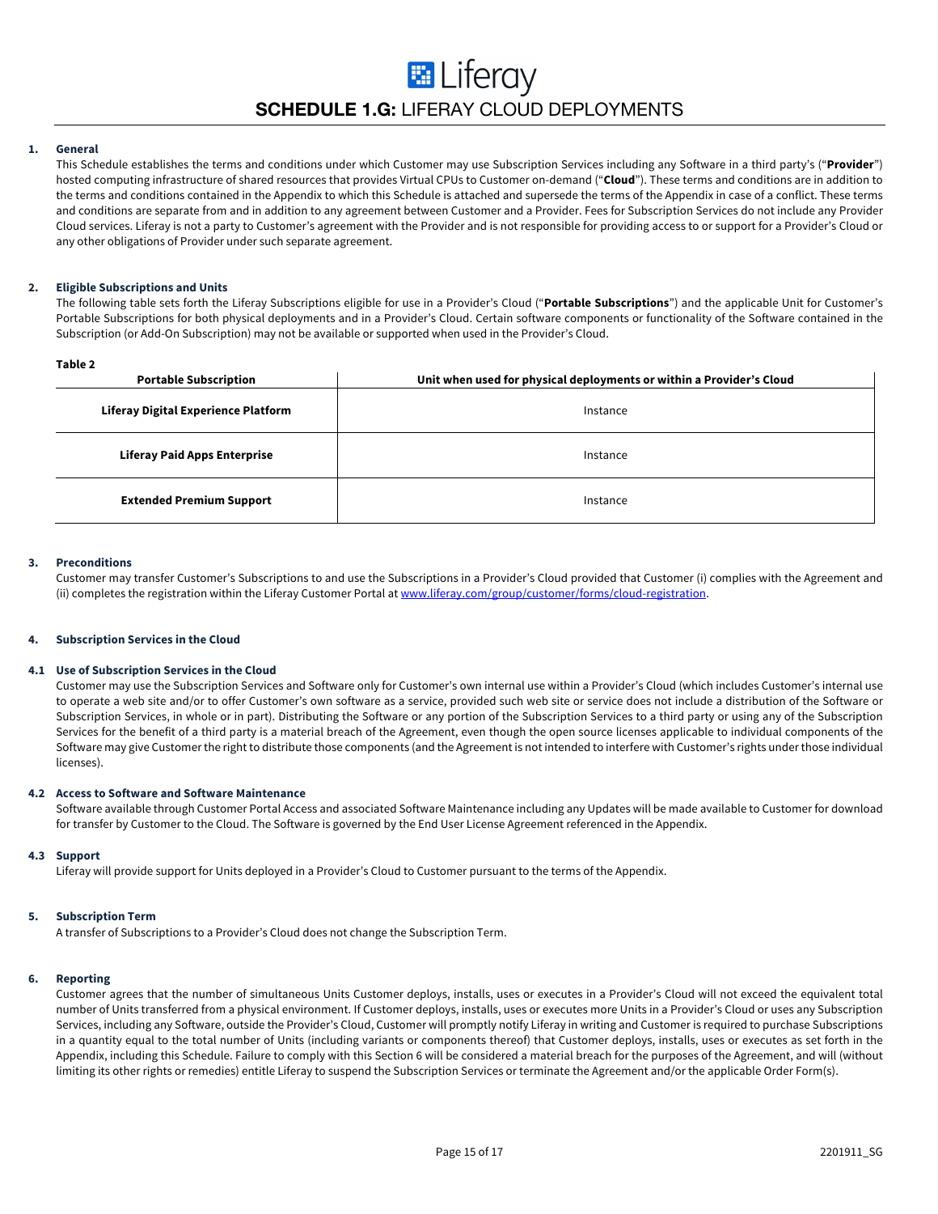# SCHEDULE 1.G: LIFERAY CLOUD DEPLOYMENTS

**1. General**

This Schedule establishes the terms and conditions under which Customer may use Subscription Services including any Software in a third party's ("**Provider**") hosted computing infrastructure of shared resources that provides Virtual CPUs to Customer on-demand ("**Cloud**"). These terms and conditions are in addition to the terms and conditions contained in the Appendix to which this Schedule is attached and supersede the terms of the Appendix in case of a conflict. These terms and conditions are separate from and in addition to any agreement between Customer and a Provider. Fees for Subscription Services do not include any Provider Cloud services. Liferay is not a party to Customer's agreement with the Provider and is not responsible for providing access to or support for a Provider's Cloud or any other obligations of Provider under such separate agreement.

**2. Eligible Subscriptions and Units**

The following table sets forth the Liferay Subscriptions eligible for use in a Provider's Cloud ("**Portable Subscriptions**") and the applicable Unit for Customer's Portable Subscriptions for both physical deployments and in a Provider's Cloud. Certain software components or functionality of the Software contained in the Subscription (or Add-On Subscription) may not be available or supported when used in the Provider's Cloud.

**Table 2**

| Portable Subscription | Unit when used for physical deployments or within a Provider's Cloud |
|---|---|
| **Liferay Digital Experience Platform** | Instance |
| **Liferay Paid Apps Enterprise** | Instance |
| **Extended Premium Support** | Instance |

**3. Preconditions**

Customer may transfer Customer's Subscriptions to and use the Subscriptions in a Provider's Cloud provided that Customer (i) complies with the Agreement and (ii) completes the registration within the Liferay Customer Portal at www.liferay.com/group/customer/forms/cloud-registration.

**4. Subscription Services in the Cloud**

**4.1 Use of Subscription Services in the Cloud**

Customer may use the Subscription Services and Software only for Customer's own internal use within a Provider's Cloud (which includes Customer's internal use to operate a web site and/or to offer Customer's own software as a service, provided such web site or service does not include a distribution of the Software or Subscription Services, in whole or in part). Distributing the Software or any portion of the Subscription Services to a third party or using any of the Subscription Services for the benefit of a third party is a material breach of the Agreement, even though the open source licenses applicable to individual components of the Software may give Customer the right to distribute those components (and the Agreement is not intended to interfere with Customer's rights under those individual licenses).

**4.2 Access to Software and Software Maintenance**

Software available through Customer Portal Access and associated Software Maintenance including any Updates will be made available to Customer for download for transfer by Customer to the Cloud. The Software is governed by the End User License Agreement referenced in the Appendix.

**4.3 Support**

Liferay will provide support for Units deployed in a Provider's Cloud to Customer pursuant to the terms of the Appendix.

**5. Subscription Term**

A transfer of Subscriptions to a Provider's Cloud does not change the Subscription Term.

**6. Reporting**

Customer agrees that the number of simultaneous Units Customer deploys, installs, uses or executes in a Provider's Cloud will not exceed the equivalent total number of Units transferred from a physical environment. If Customer deploys, installs, uses or executes more Units in a Provider's Cloud or uses any Subscription Services, including any Software, outside the Provider's Cloud, Customer will promptly notify Liferay in writing and Customer is required to purchase Subscriptions in a quantity equal to the total number of Units (including variants or components thereof) that Customer deploys, installs, uses or executes as set forth in the Appendix, including this Schedule. Failure to comply with this Section 6 will be considered a material breach for the purposes of the Agreement, and will (without limiting its other rights or remedies) entitle Liferay to suspend the Subscription Services or terminate the Agreement and/or the applicable Order Form(s).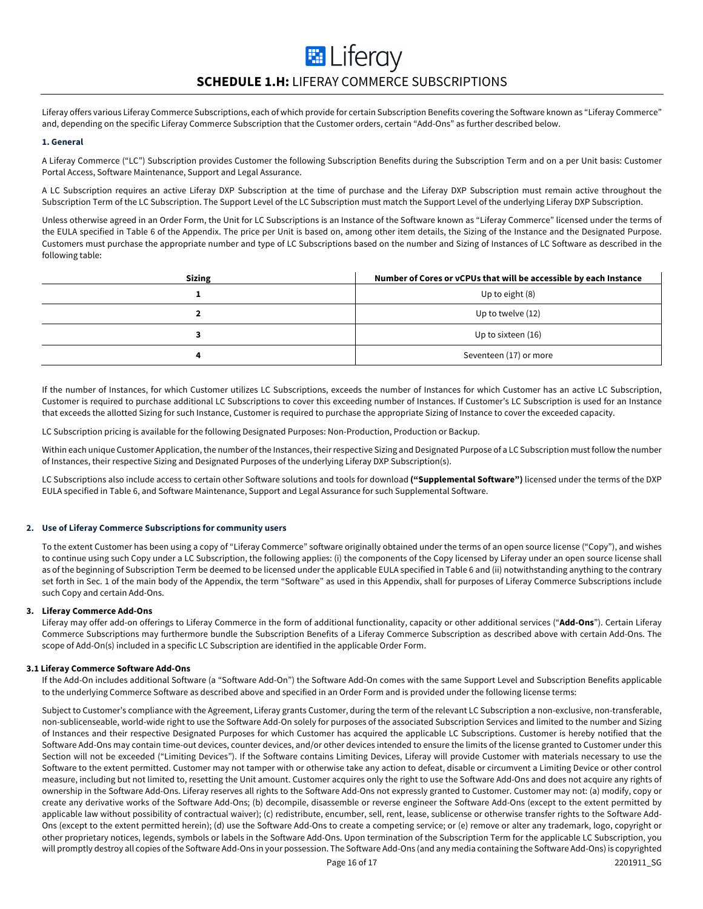# SCHEDULE 1.H: LIFERAY COMMERCE SUBSCRIPTIONS

Liferay offers various Liferay Commerce Subscriptions, each of which provide for certain Subscription Benefits covering the Software known as "Liferay Commerce" and, depending on the specific Liferay Commerce Subscription that the Customer orders, certain "Add-Ons" as further described below.

### 1. General

A Liferay Commerce ("LC") Subscription provides Customer the following Subscription Benefits during the Subscription Term and on a per Unit basis: Customer Portal Access, Software Maintenance, Support and Legal Assurance.

A LC Subscription requires an active Liferay DXP Subscription at the time of purchase and the Liferay DXP Subscription must remain active throughout the Subscription Term of the LC Subscription. The Support Level of the LC Subscription must match the Support Level of the underlying Liferay DXP Subscription.

Unless otherwise agreed in an Order Form, the Unit for LC Subscriptions is an Instance of the Software known as "Liferay Commerce" licensed under the terms of the EULA specified in Table 6 of the Appendix. The price per Unit is based on, among other item details, the Sizing of the Instance and the Designated Purpose. Customers must purchase the appropriate number and type of LC Subscriptions based on the number and Sizing of Instances of LC Software as described in the following table:

| Sizing | Number of Cores or vCPUs that will be accessible by each Instance |
|---|---|
| 1 | Up to eight (8) |
| 2 | Up to twelve (12) |
| 3 | Up to sixteen (16) |
| 4 | Seventeen (17) or more |

If the number of Instances, for which Customer utilizes LC Subscriptions, exceeds the number of Instances for which Customer has an active LC Subscription, Customer is required to purchase additional LC Subscriptions to cover this exceeding number of Instances. If Customer's LC Subscription is used for an Instance that exceeds the allotted Sizing for such Instance, Customer is required to purchase the appropriate Sizing of Instance to cover the exceeded capacity.

LC Subscription pricing is available for the following Designated Purposes: Non-Production, Production or Backup.

Within each unique Customer Application, the number of the Instances, their respective Sizing and Designated Purpose of a LC Subscription must follow the number of Instances, their respective Sizing and Designated Purposes of the underlying Liferay DXP Subscription(s).

LC Subscriptions also include access to certain other Software solutions and tools for download **("Supplemental Software")** licensed under the terms of the DXP EULA specified in Table 6, and Software Maintenance, Support and Legal Assurance for such Supplemental Software.

### 2. Use of Liferay Commerce Subscriptions for community users

To the extent Customer has been using a copy of "Liferay Commerce" software originally obtained under the terms of an open source license ("Copy"), and wishes to continue using such Copy under a LC Subscription, the following applies: (i) the components of the Copy licensed by Liferay under an open source license shall as of the beginning of Subscription Term be deemed to be licensed under the applicable EULA specified in Table 6 and (ii) notwithstanding anything to the contrary set forth in Sec. 1 of the main body of the Appendix, the term "Software" as used in this Appendix, shall for purposes of Liferay Commerce Subscriptions include such Copy and certain Add-Ons.

### 3. Liferay Commerce Add-Ons

Liferay may offer add-on offerings to Liferay Commerce in the form of additional functionality, capacity or other additional services ("**Add-Ons**"). Certain Liferay Commerce Subscriptions may furthermore bundle the Subscription Benefits of a Liferay Commerce Subscription as described above with certain Add-Ons. The scope of Add-On(s) included in a specific LC Subscription are identified in the applicable Order Form.

#### 3.1 Liferay Commerce Software Add-Ons

If the Add-On includes additional Software (a "Software Add-On") the Software Add-On comes with the same Support Level and Subscription Benefits applicable to the underlying Commerce Software as described above and specified in an Order Form and is provided under the following license terms:

Subject to Customer's compliance with the Agreement, Liferay grants Customer, during the term of the relevant LC Subscription a non-exclusive, non-transferable, non-sublicenseable, world-wide right to use the Software Add-On solely for purposes of the associated Subscription Services and limited to the number and Sizing of Instances and their respective Designated Purposes for which Customer has acquired the applicable LC Subscriptions. Customer is hereby notified that the Software Add-Ons may contain time-out devices, counter devices, and/or other devices intended to ensure the limits of the license granted to Customer under this Section will not be exceeded ("Limiting Devices"). If the Software contains Limiting Devices, Liferay will provide Customer with materials necessary to use the Software to the extent permitted. Customer may not tamper with or otherwise take any action to defeat, disable or circumvent a Limiting Device or other control measure, including but not limited to, resetting the Unit amount. Customer acquires only the right to use the Software Add-Ons and does not acquire any rights of ownership in the Software Add-Ons. Liferay reserves all rights to the Software Add-Ons not expressly granted to Customer. Customer may not: (a) modify, copy or create any derivative works of the Software Add-Ons; (b) decompile, disassemble or reverse engineer the Software Add-Ons (except to the extent permitted by applicable law without possibility of contractual waiver); (c) redistribute, encumber, sell, rent, lease, sublicense or otherwise transfer rights to the Software Add-Ons (except to the extent permitted herein); (d) use the Software Add-Ons to create a competing service; or (e) remove or alter any trademark, logo, copyright or other proprietary notices, legends, symbols or labels in the Software Add-Ons. Upon termination of the Subscription Term for the applicable LC Subscription, you will promptly destroy all copies of the Software Add-Ons in your possession. The Software Add-Ons (and any media containing the Software Add-Ons) is copyrighted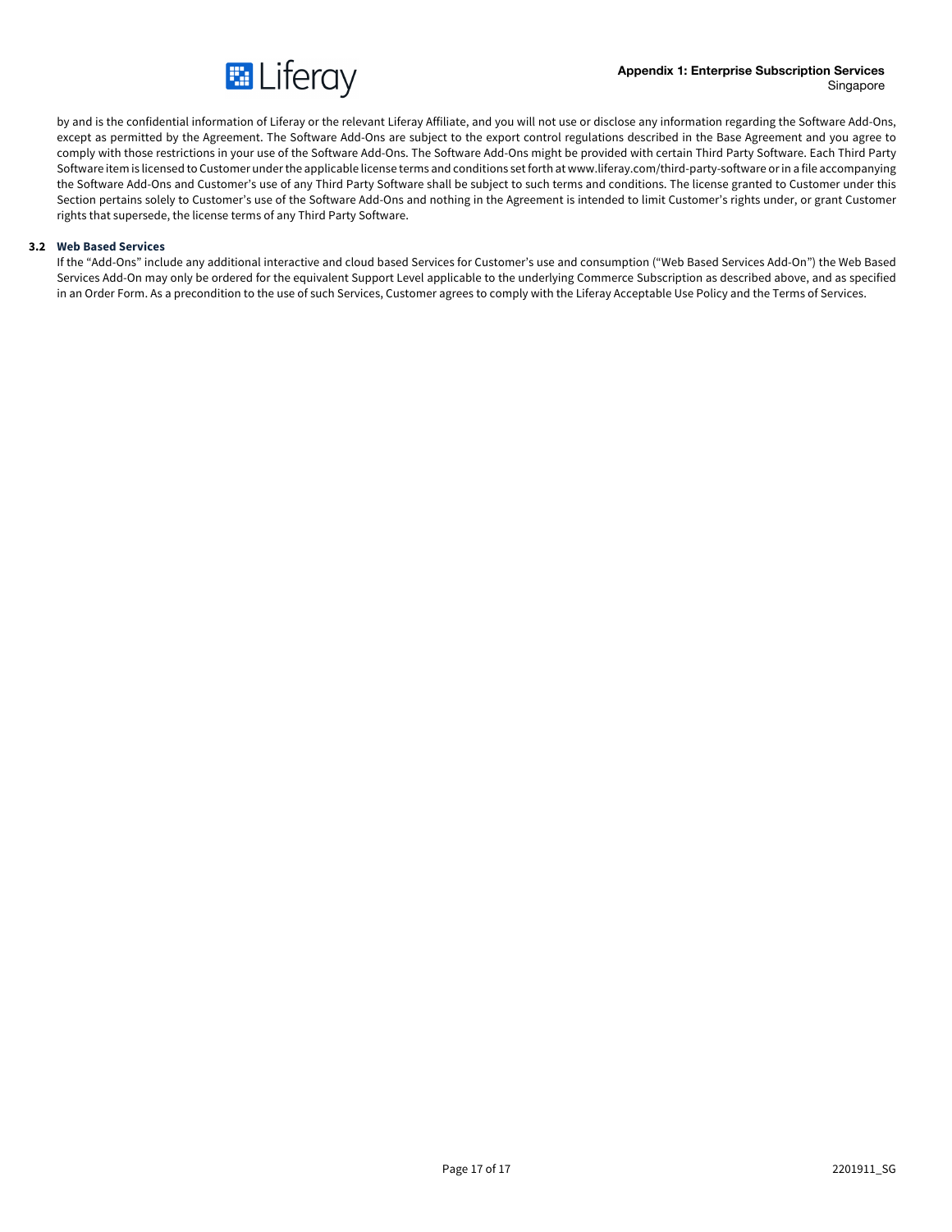by and is the confidential information of Liferay or the relevant Liferay Affiliate, and you will not use or disclose any information regarding the Software Add-Ons, except as permitted by the Agreement. The Software Add-Ons are subject to the export control regulations described in the Base Agreement and you agree to comply with those restrictions in your use of the Software Add-Ons. The Software Add-Ons might be provided with certain Third Party Software. Each Third Party Software item is licensed to Customer under the applicable license terms and conditions set forth at www.liferay.com/third-party-software or in a file accompanying the Software Add-Ons and Customer's use of any Third Party Software shall be subject to such terms and conditions. The license granted to Customer under this Section pertains solely to Customer's use of the Software Add-Ons and nothing in the Agreement is intended to limit Customer's rights under, or grant Customer rights that supersede, the license terms of any Third Party Software.

**3.2 Web Based Services**

If the "Add-Ons" include any additional interactive and cloud based Services for Customer's use and consumption ("Web Based Services Add-On") the Web Based Services Add-On may only be ordered for the equivalent Support Level applicable to the underlying Commerce Subscription as described above, and as specified in an Order Form. As a precondition to the use of such Services, Customer agrees to comply with the Liferay Acceptable Use Policy and the Terms of Services.